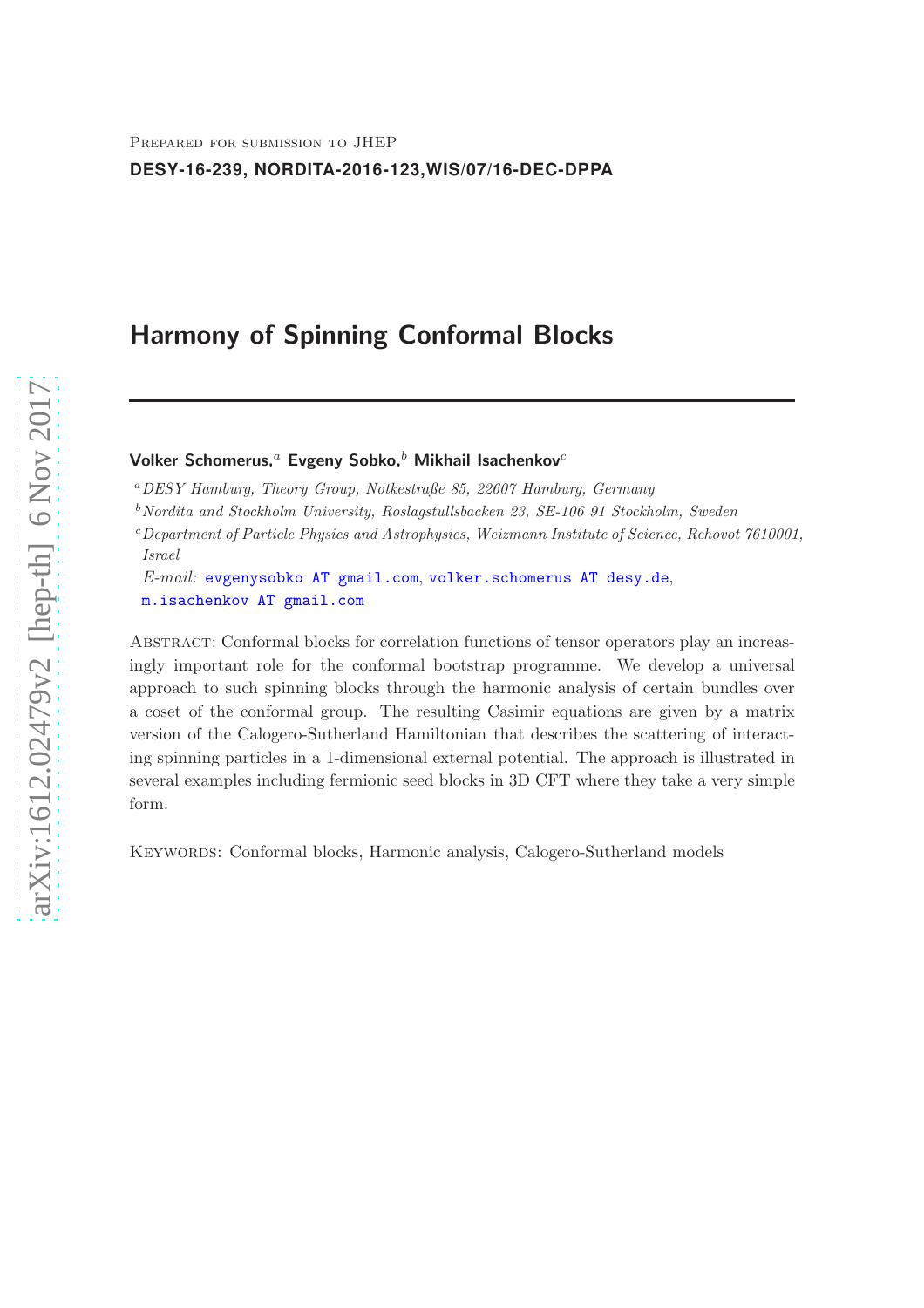Prepared for submission to JHEP

**DESY-16-239, NORDITA-2016-123,WIS/07/16-DEC-DPPA**

# Harmony of Spinning Conformal Blocks

**Volker Schomerus,**[a] **Evgeny Sobko,**[b] **Mikhail Isachenkov**[c]

[a] *DESY Hamburg, Theory Group, Notkestraße 85, 22607 Hamburg, Germany*

[b] *Nordita and Stockholm University, Roslagstullsbacken 23, SE-106 91 Stockholm, Sweden*

[c] *Department of Particle Physics and Astrophysics, Weizmann Institute of Science, Rehovot 7610001, Israel*

*E-mail:* evgenysobko AT gmail.com, volker.schomerus AT desy.de, m.isachenkov AT gmail.com

Abstract: Conformal blocks for correlation functions of tensor operators play an increasingly important role for the conformal bootstrap programme. We develop a universal approach to such spinning blocks through the harmonic analysis of certain bundles over a coset of the conformal group. The resulting Casimir equations are given by a matrix version of the Calogero-Sutherland Hamiltonian that describes the scattering of interacting spinning particles in a 1-dimensional external potential. The approach is illustrated in several examples including fermionic seed blocks in 3D CFT where they take a very simple form.

Keywords: Conformal blocks, Harmonic analysis, Calogero-Sutherland models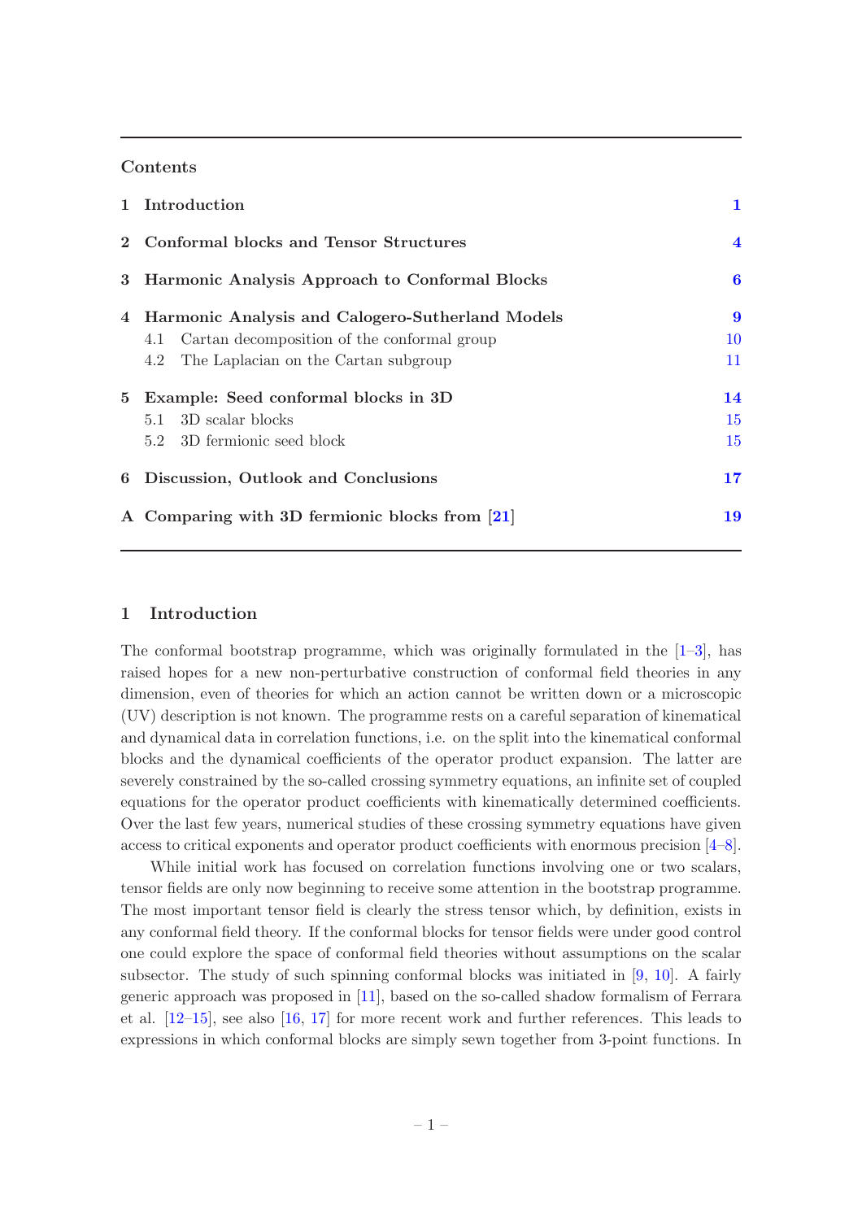## Contents

| | | |
|---|---|---|
| **1** | **Introduction** | **1** |
| **2** | **Conformal blocks and Tensor Structures** | **4** |
| **3** | **Harmonic Analysis Approach to Conformal Blocks** | **6** |
| **4** | **Harmonic Analysis and Calogero-Sutherland Models** | **9** |
| | 4.1 Cartan decomposition of the conformal group | 10 |
| | 4.2 The Laplacian on the Cartan subgroup | 11 |
| **5** | **Example: Seed conformal blocks in 3D** | **14** |
| | 5.1 3D scalar blocks | 15 |
| | 5.2 3D fermionic seed block | 15 |
| **6** | **Discussion, Outlook and Conclusions** | **17** |
| **A** | **Comparing with 3D fermionic blocks from [21]** | **19** |

## 1 Introduction

The conformal bootstrap programme, which was originally formulated in the [1–3], has raised hopes for a new non-perturbative construction of conformal field theories in any dimension, even of theories for which an action cannot be written down or a microscopic (UV) description is not known. The programme rests on a careful separation of kinematical and dynamical data in correlation functions, i.e. on the split into the kinematical conformal blocks and the dynamical coefficients of the operator product expansion. The latter are severely constrained by the so-called crossing symmetry equations, an infinite set of coupled equations for the operator product coefficients with kinematically determined coefficients. Over the last few years, numerical studies of these crossing symmetry equations have given access to critical exponents and operator product coefficients with enormous precision [4–8].

While initial work has focused on correlation functions involving one or two scalars, tensor fields are only now beginning to receive some attention in the bootstrap programme. The most important tensor field is clearly the stress tensor which, by definition, exists in any conformal field theory. If the conformal blocks for tensor fields were under good control one could explore the space of conformal field theories without assumptions on the scalar subsector. The study of such spinning conformal blocks was initiated in [9, 10]. A fairly generic approach was proposed in [11], based on the so-called shadow formalism of Ferrara et al. [12–15], see also [16, 17] for more recent work and further references. This leads to expressions in which conformal blocks are simply sewn together from 3-point functions. In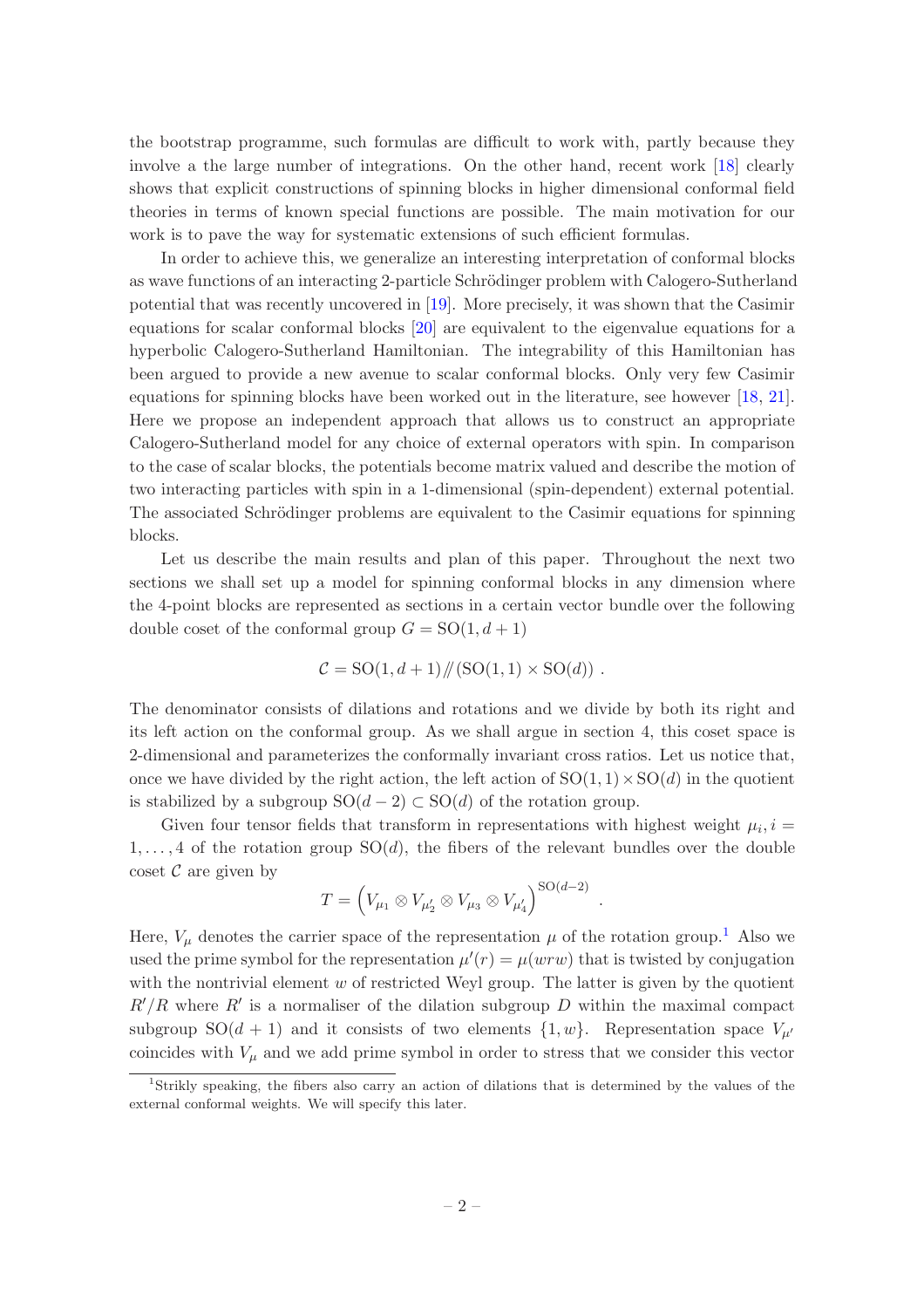the bootstrap programme, such formulas are difficult to work with, partly because they involve a the large number of integrations. On the other hand, recent work [18] clearly shows that explicit constructions of spinning blocks in higher dimensional conformal field theories in terms of known special functions are possible. The main motivation for our work is to pave the way for systematic extensions of such efficient formulas.

In order to achieve this, we generalize an interesting interpretation of conformal blocks as wave functions of an interacting 2-particle Schrödinger problem with Calogero-Sutherland potential that was recently uncovered in [19]. More precisely, it was shown that the Casimir equations for scalar conformal blocks [20] are equivalent to the eigenvalue equations for a hyperbolic Calogero-Sutherland Hamiltonian. The integrability of this Hamiltonian has been argued to provide a new avenue to scalar conformal blocks. Only very few Casimir equations for spinning blocks have been worked out in the literature, see however [18, 21]. Here we propose an independent approach that allows us to construct an appropriate Calogero-Sutherland model for any choice of external operators with spin. In comparison to the case of scalar blocks, the potentials become matrix valued and describe the motion of two interacting particles with spin in a 1-dimensional (spin-dependent) external potential. The associated Schrödinger problems are equivalent to the Casimir equations for spinning blocks.

Let us describe the main results and plan of this paper. Throughout the next two sections we shall set up a model for spinning conformal blocks in any dimension where the 4-point blocks are represented as sections in a certain vector bundle over the following double coset of the conformal group $G = \mathrm{SO}(1, d+1)$

$$\mathcal{C} = \mathrm{SO}(1, d+1) /\!\!/ (\mathrm{SO}(1,1) \times \mathrm{SO}(d)) \ .$$

The denominator consists of dilations and rotations and we divide by both its right and its left action on the conformal group. As we shall argue in section 4, this coset space is 2-dimensional and parameterizes the conformally invariant cross ratios. Let us notice that, once we have divided by the right action, the left action of $\mathrm{SO}(1,1) \times \mathrm{SO}(d)$ in the quotient is stabilized by a subgroup $\mathrm{SO}(d-2) \subset \mathrm{SO}(d)$ of the rotation group.

Given four tensor fields that transform in representations with highest weight $\mu_i, i = 1, \ldots, 4$ of the rotation group $\mathrm{SO}(d)$, the fibers of the relevant bundles over the double coset $\mathcal{C}$ are given by

$$T = \left( V_{\mu_1} \otimes V_{\mu_2'} \otimes V_{\mu_3} \otimes V_{\mu_4'} \right)^{\mathrm{SO}(d-2)} \ .$$

Here, $V_\mu$ denotes the carrier space of the representation $\mu$ of the rotation group.[1] Also we used the prime symbol for the representation $\mu'(r) = \mu(wrw)$ that is twisted by conjugation with the nontrivial element $w$ of restricted Weyl group. The latter is given by the quotient $R'/R$ where $R'$ is a normaliser of the dilation subgroup $D$ within the maximal compact subgroup $\mathrm{SO}(d+1)$ and it consists of two elements $\{1, w\}$. Representation space $V_{\mu'}$ coincides with $V_\mu$ and we add prime symbol in order to stress that we consider this vector

[1] Strikly speaking, the fibers also carry an action of dilations that is determined by the values of the external conformal weights. We will specify this later.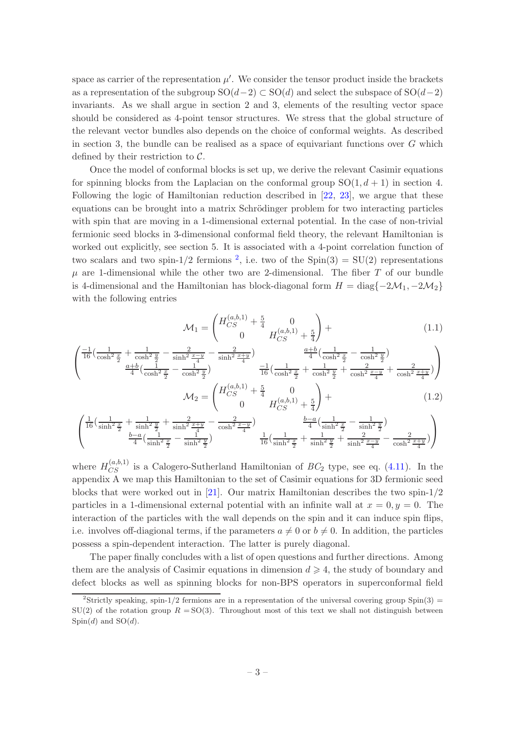space as carrier of the representation $\mu'$. We consider the tensor product inside the brackets as a representation of the subgroup $\mathrm{SO}(d-2) \subset \mathrm{SO}(d)$ and select the subspace of $\mathrm{SO}(d-2)$ invariants. As we shall argue in section 2 and 3, elements of the resulting vector space should be considered as 4-point tensor structures. We stress that the global structure of the relevant vector bundles also depends on the choice of conformal weights. As described in section 3, the bundle can be realised as a space of equivariant functions over $G$ which defined by their restriction to $\mathcal{C}$.

Once the model of conformal blocks is set up, we derive the relevant Casimir equations for spinning blocks from the Laplacian on the conformal group $\mathrm{SO}(1, d+1)$ in section 4. Following the logic of Hamiltonian reduction described in [22, 23], we argue that these equations can be brought into a matrix Schrödinger problem for two interacting particles with spin that are moving in a 1-dimensional external potential. In the case of non-trivial fermionic seed blocks in 3-dimensional conformal field theory, the relevant Hamiltonian is worked out explicitly, see section 5. It is associated with a 4-point correlation function of two scalars and two spin-1/2 fermions [2], i.e. two of the $\mathrm{Spin}(3) = \mathrm{SU}(2)$ representations $\mu$ are 1-dimensional while the other two are 2-dimensional. The fiber $T$ of our bundle is 4-dimensional and the Hamiltonian has block-diagonal form $H = \mathrm{diag}\{-2\mathcal{M}_1, -2\mathcal{M}_2\}$ with the following entries

$$
\mathcal{M}_1 = \begin{pmatrix} H_{CS}^{(a,b,1)} + \frac{5}{4} & 0 \\ 0 & H_{CS}^{(a,b,1)} + \frac{5}{4} \end{pmatrix} + \tag{1.1}
$$

$$
\begin{pmatrix} \frac{-1}{16}\left(\frac{1}{\cosh^2\frac{x}{2}} + \frac{1}{\cosh^2\frac{y}{2}} - \frac{2}{\sinh^2\frac{x-y}{4}} - \frac{2}{\sinh^2\frac{x+y}{4}}\right) & \frac{a+b}{4}\left(\frac{1}{\cosh^2\frac{x}{2}} - \frac{1}{\cosh^2\frac{y}{2}}\right) \\ \frac{a+b}{4}\left(\frac{1}{\cosh^2\frac{x}{2}} - \frac{1}{\cosh^2\frac{y}{2}}\right) & \frac{-1}{16}\left(\frac{1}{\cosh^2\frac{x}{2}} + \frac{1}{\cosh^2\frac{y}{2}} + \frac{2}{\cosh^2\frac{x-y}{4}} + \frac{2}{\cosh^2\frac{x+y}{4}}\right) \end{pmatrix}
$$

$$
\mathcal{M}_2 = \begin{pmatrix} H_{CS}^{(a,b,1)} + \frac{5}{4} & 0 \\ 0 & H_{CS}^{(a,b,1)} + \frac{5}{4} \end{pmatrix} + \tag{1.2}
$$

$$
\begin{pmatrix} \frac{1}{16}\left(\frac{1}{\sinh^2\frac{x}{2}} + \frac{1}{\sinh^2\frac{y}{2}} + \frac{2}{\sinh^2\frac{x+y}{4}} - \frac{2}{\cosh^2\frac{x-y}{4}}\right) & \frac{b-a}{4}\left(\frac{1}{\sinh^2\frac{x}{2}} - \frac{1}{\sinh^2\frac{y}{2}}\right) \\ \frac{b-a}{4}\left(\frac{1}{\sinh^2\frac{x}{2}} - \frac{1}{\sinh^2\frac{y}{2}}\right) & \frac{1}{16}\left(\frac{1}{\sinh^2\frac{x}{2}} + \frac{1}{\sinh^2\frac{y}{2}} + \frac{2}{\sinh^2\frac{x-y}{4}} - \frac{2}{\cosh^2\frac{x+y}{4}}\right) \end{pmatrix}
$$

where $H_{CS}^{(a,b,1)}$ is a Calogero-Sutherland Hamiltonian of $BC_2$ type, see eq. (4.11). In the appendix A we map this Hamiltonian to the set of Casimir equations for 3D fermionic seed blocks that were worked out in [21]. Our matrix Hamiltonian describes the two spin-1/2 particles in a 1-dimensional external potential with an infinite wall at $x = 0, y = 0$. The interaction of the particles with the wall depends on the spin and it can induce spin flips, i.e. involves off-diagonal terms, if the parameters $a \neq 0$ or $b \neq 0$. In addition, the particles possess a spin-dependent interaction. The latter is purely diagonal.

The paper finally concludes with a list of open questions and further directions. Among them are the analysis of Casimir equations in dimension $d \geqslant 4$, the study of boundary and defect blocks as well as spinning blocks for non-BPS operators in superconformal field

[2] Strictly speaking, spin-1/2 fermions are in a representation of the universal covering group $\mathrm{Spin}(3) = \mathrm{SU}(2)$ of the rotation group $R = \mathrm{SO}(3)$. Throughout most of this text we shall not distinguish between $\mathrm{Spin}(d)$ and $\mathrm{SO}(d)$.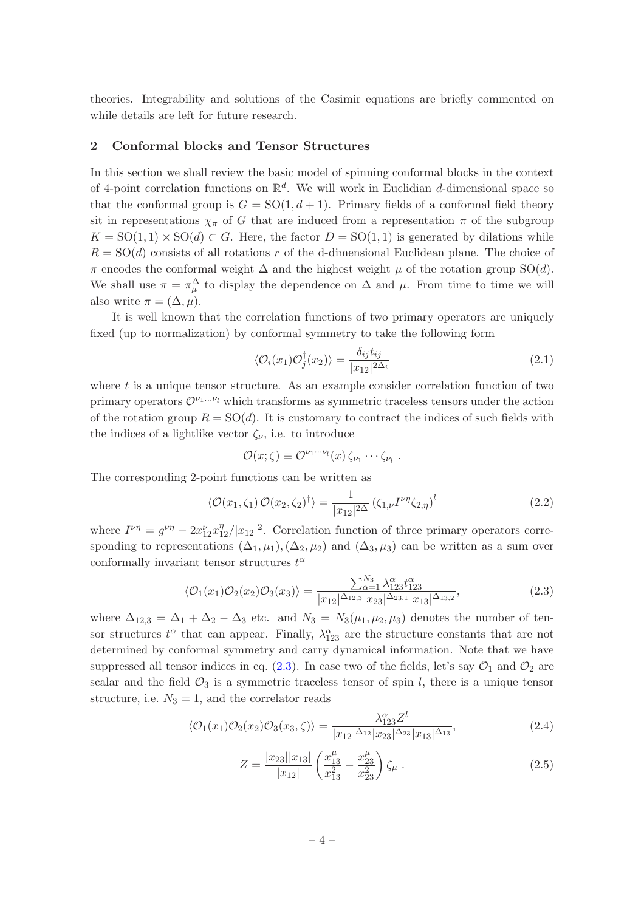theories. Integrability and solutions of the Casimir equations are briefly commented on while details are left for future research.

## 2 Conformal blocks and Tensor Structures

In this section we shall review the basic model of spinning conformal blocks in the context of 4-point correlation functions on $\mathbb{R}^d$. We will work in Euclidian $d$-dimensional space so that the conformal group is $G = \mathrm{SO}(1, d+1)$. Primary fields of a conformal field theory sit in representations $\chi_\pi$ of $G$ that are induced from a representation $\pi$ of the subgroup $K = \mathrm{SO}(1,1) \times \mathrm{SO}(d) \subset G$. Here, the factor $D = \mathrm{SO}(1,1)$ is generated by dilations while $R = \mathrm{SO}(d)$ consists of all rotations $r$ of the d-dimensional Euclidean plane. The choice of $\pi$ encodes the conformal weight $\Delta$ and the highest weight $\mu$ of the rotation group $\mathrm{SO}(d)$. We shall use $\pi = \pi_\mu^\Delta$ to display the dependence on $\Delta$ and $\mu$. From time to time we will also write $\pi = (\Delta, \mu)$.

It is well known that the correlation functions of two primary operators are uniquely fixed (up to normalization) by conformal symmetry to take the following form

$$\langle \mathcal{O}_i(x_1) \mathcal{O}_j^\dagger(x_2) \rangle = \frac{\delta_{ij} t_{ij}}{|x_{12}|^{2\Delta_i}} \tag{2.1}$$

where $t$ is a unique tensor structure. As an example consider correlation function of two primary operators $\mathcal{O}^{\nu_1 \cdots \nu_l}$ which transforms as symmetric traceless tensors under the action of the rotation group $R = \mathrm{SO}(d)$. It is customary to contract the indices of such fields with the indices of a lightlike vector $\zeta_\nu$, i.e. to introduce

$$\mathcal{O}(x; \zeta) \equiv \mathcal{O}^{\nu_1 \cdots \nu_l}(x)\, \zeta_{\nu_1} \cdots \zeta_{\nu_l} \ .$$

The corresponding 2-point functions can be written as

$$\langle \mathcal{O}(x_1, \zeta_1)\, \mathcal{O}(x_2, \zeta_2)^\dagger \rangle = \frac{1}{|x_{12}|^{2\Delta}} \left(\zeta_{1,\nu} I^{\nu\eta} \zeta_{2,\eta}\right)^l \tag{2.2}$$

where $I^{\nu\eta} = g^{\nu\eta} - 2x_{12}^\nu x_{12}^\eta / |x_{12}|^2$. Correlation function of three primary operators corresponding to representations $(\Delta_1, \mu_1), (\Delta_2, \mu_2)$ and $(\Delta_3, \mu_3)$ can be written as a sum over conformally invariant tensor structures $t^\alpha$

$$\langle \mathcal{O}_1(x_1) \mathcal{O}_2(x_2) \mathcal{O}_3(x_3) \rangle = \frac{\sum_{\alpha=1}^{N_3} \lambda_{123}^\alpha t_{123}^\alpha}{|x_{12}|^{\Delta_{12,3}} |x_{23}|^{\Delta_{23,1}} |x_{13}|^{\Delta_{13,2}}}, \tag{2.3}$$

where $\Delta_{12,3} = \Delta_1 + \Delta_2 - \Delta_3$ etc. and $N_3 = N_3(\mu_1, \mu_2, \mu_3)$ denotes the number of tensor structures $t^\alpha$ that can appear. Finally, $\lambda_{123}^\alpha$ are the structure constants that are not determined by conformal symmetry and carry dynamical information. Note that we have suppressed all tensor indices in eq. (2.3). In case two of the fields, let's say $\mathcal{O}_1$ and $\mathcal{O}_2$ are scalar and the field $\mathcal{O}_3$ is a symmetric traceless tensor of spin $l$, there is a unique tensor structure, i.e. $N_3 = 1$, and the correlator reads

$$\langle \mathcal{O}_1(x_1) \mathcal{O}_2(x_2) \mathcal{O}_3(x_3, \zeta) \rangle = \frac{\lambda_{123}^\alpha Z^l}{|x_{12}|^{\Delta_{12}} |x_{23}|^{\Delta_{23}} |x_{13}|^{\Delta_{13}}}, \tag{2.4}$$

$$Z = \frac{|x_{23}||x_{13}|}{|x_{12}|} \left( \frac{x_{13}^\mu}{x_{13}^2} - \frac{x_{23}^\mu}{x_{23}^2} \right) \zeta_\mu \ . \tag{2.5}$$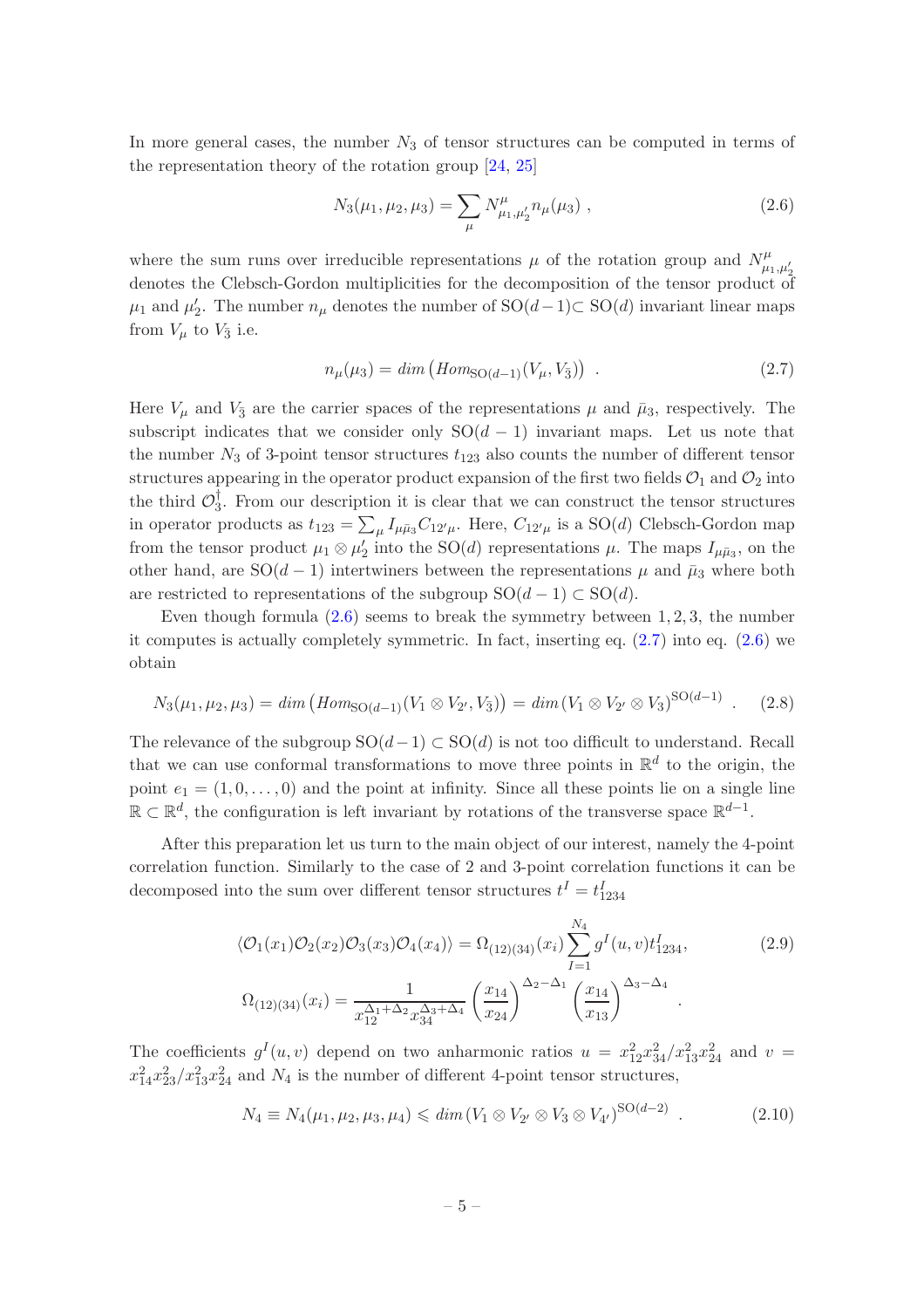In more general cases, the number $N_3$ of tensor structures can be computed in terms of the representation theory of the rotation group [24, 25]

$$N_3(\mu_1,\mu_2,\mu_3) = \sum_{\mu} N^{\mu}_{\mu_1,\mu_2'} n_\mu(\mu_3)\ , \tag{2.6}$$

where the sum runs over irreducible representations $\mu$ of the rotation group and $N^{\mu}_{\mu_1,\mu_2'}$ denotes the Clebsch-Gordon multiplicities for the decomposition of the tensor product of $\mu_1$ and $\mu_2'$. The number $n_\mu$ denotes the number of $\mathrm{SO}(d-1) \subset \mathrm{SO}(d)$ invariant linear maps from $V_\mu$ to $V_{\bar{3}}$ i.e.

$$n_\mu(\mu_3) = dim\left(Hom_{\mathrm{SO}(d-1)}(V_\mu, V_{\bar{3}})\right)\ . \tag{2.7}$$

Here $V_\mu$ and $V_{\bar{3}}$ are the carrier spaces of the representations $\mu$ and $\bar{\mu}_3$, respectively. The subscript indicates that we consider only $\mathrm{SO}(d-1)$ invariant maps. Let us note that the number $N_3$ of 3-point tensor structures $t_{123}$ also counts the number of different tensor structures appearing in the operator product expansion of the first two fields $\mathcal{O}_1$ and $\mathcal{O}_2$ into the third $\mathcal{O}_3^\dagger$. From our description it is clear that we can construct the tensor structures in operator products as $t_{123} = \sum_\mu I_{\mu\bar{\mu}_3} C_{12'\mu}$. Here, $C_{12'\mu}$ is a $\mathrm{SO}(d)$ Clebsch-Gordon map from the tensor product $\mu_1 \otimes \mu_2'$ into the $\mathrm{SO}(d)$ representations $\mu$. The maps $I_{\mu\bar{\mu}_3}$, on the other hand, are $\mathrm{SO}(d-1)$ intertwiners between the representations $\mu$ and $\bar{\mu}_3$ where both are restricted to representations of the subgroup $\mathrm{SO}(d-1) \subset \mathrm{SO}(d)$.

Even though formula (2.6) seems to break the symmetry between 1, 2, 3, the number it computes is actually completely symmetric. In fact, inserting eq. (2.7) into eq. (2.6) we obtain

$$N_3(\mu_1,\mu_2,\mu_3) = dim\left(Hom_{\mathrm{SO}(d-1)}(V_1 \otimes V_{2'}, V_{\bar{3}})\right) = dim\left(V_1 \otimes V_{2'} \otimes V_3\right)^{\mathrm{SO}(d-1)}\ . \tag{2.8}$$

The relevance of the subgroup $\mathrm{SO}(d-1) \subset \mathrm{SO}(d)$ is not too difficult to understand. Recall that we can use conformal transformations to move three points in $\mathbb{R}^d$ to the origin, the point $e_1 = (1, 0, \ldots, 0)$ and the point at infinity. Since all these points lie on a single line $\mathbb{R} \subset \mathbb{R}^d$, the configuration is left invariant by rotations of the transverse space $\mathbb{R}^{d-1}$.

After this preparation let us turn to the main object of our interest, namely the 4-point correlation function. Similarly to the case of 2 and 3-point correlation functions it can be decomposed into the sum over different tensor structures $t^I = t^I_{1234}$

$$\begin{aligned}
\langle \mathcal{O}_1(x_1)\mathcal{O}_2(x_2)\mathcal{O}_3(x_3)\mathcal{O}_4(x_4)\rangle &= \Omega_{(12)(34)}(x_i) \sum_{I=1}^{N_4} g^I(u,v) t^I_{1234}, \\
\Omega_{(12)(34)}(x_i) &= \frac{1}{x_{12}^{\Delta_1+\Delta_2} x_{34}^{\Delta_3+\Delta_4}} \left(\frac{x_{14}}{x_{24}}\right)^{\Delta_2-\Delta_1} \left(\frac{x_{14}}{x_{13}}\right)^{\Delta_3-\Delta_4}\ .
\end{aligned} \tag{2.9}$$

The coefficients $g^I(u,v)$ depend on two anharmonic ratios $u = x_{12}^2 x_{34}^2 / x_{13}^2 x_{24}^2$ and $v = x_{14}^2 x_{23}^2 / x_{13}^2 x_{24}^2$ and $N_4$ is the number of different 4-point tensor structures,

$$N_4 \equiv N_4(\mu_1,\mu_2,\mu_3,\mu_4) \leqslant dim\left(V_1 \otimes V_{2'} \otimes V_3 \otimes V_{4'}\right)^{\mathrm{SO}(d-2)}\ . \tag{2.10}$$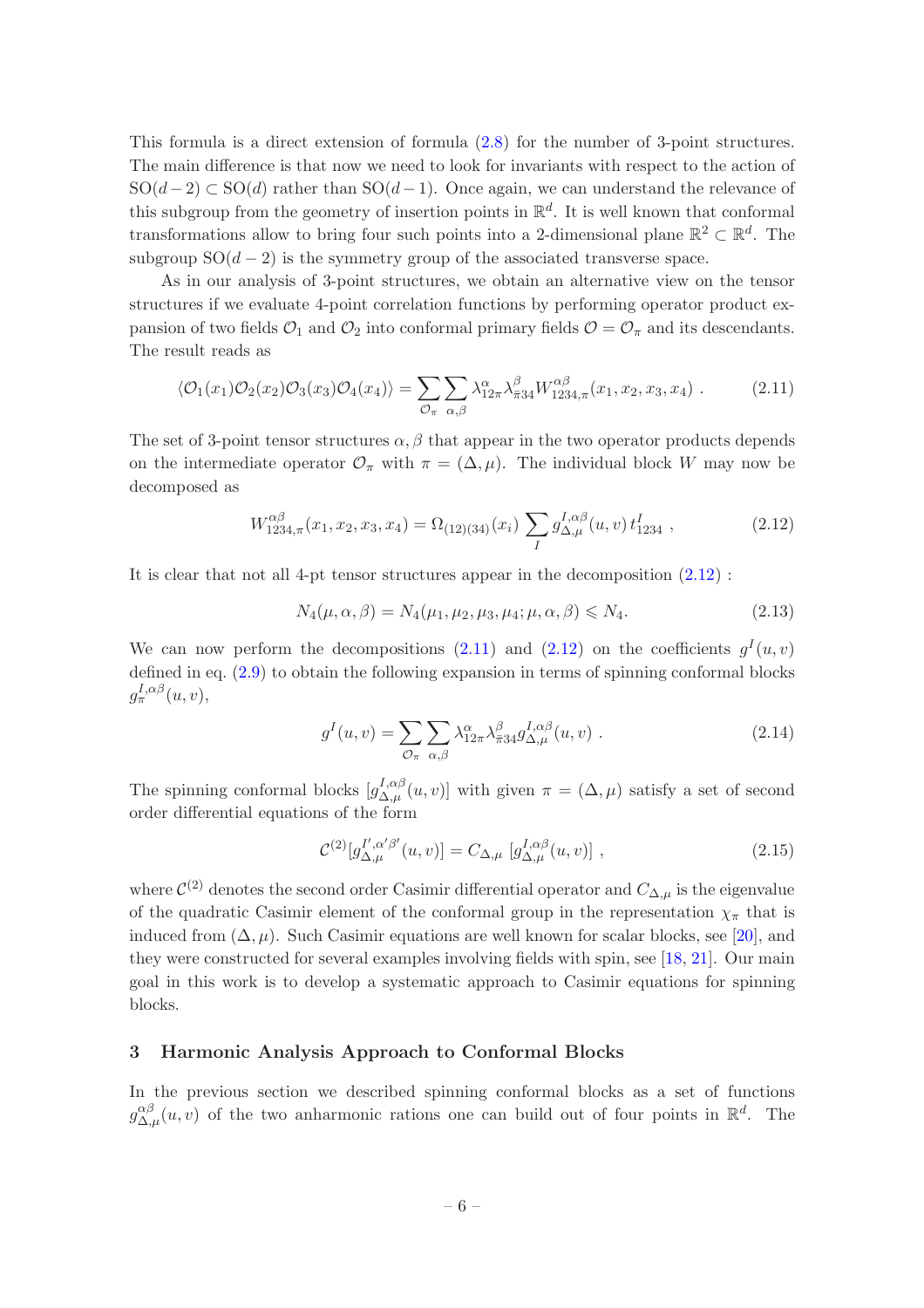This formula is a direct extension of formula (2.8) for the number of 3-point structures. The main difference is that now we need to look for invariants with respect to the action of $\mathrm{SO}(d-2) \subset \mathrm{SO}(d)$ rather than $\mathrm{SO}(d-1)$. Once again, we can understand the relevance of this subgroup from the geometry of insertion points in $\mathbb{R}^d$. It is well known that conformal transformations allow to bring four such points into a 2-dimensional plane $\mathbb{R}^2 \subset \mathbb{R}^d$. The subgroup $\mathrm{SO}(d-2)$ is the symmetry group of the associated transverse space.

As in our analysis of 3-point structures, we obtain an alternative view on the tensor structures if we evaluate 4-point correlation functions by performing operator product expansion of two fields $\mathcal{O}_1$ and $\mathcal{O}_2$ into conformal primary fields $\mathcal{O} = \mathcal{O}_\pi$ and its descendants. The result reads as

$$\langle \mathcal{O}_1(x_1)\mathcal{O}_2(x_2)\mathcal{O}_3(x_3)\mathcal{O}_4(x_4)\rangle = \sum_{\mathcal{O}_\pi} \sum_{\alpha,\beta} \lambda^\alpha_{12\pi} \lambda^\beta_{\bar{\pi}34} W^{\alpha\beta}_{1234,\pi}(x_1,x_2,x_3,x_4) \ . \tag{2.11}$$

The set of 3-point tensor structures $\alpha, \beta$ that appear in the two operator products depends on the intermediate operator $\mathcal{O}_\pi$ with $\pi = (\Delta, \mu)$. The individual block $W$ may now be decomposed as

$$W^{\alpha\beta}_{1234,\pi}(x_1,x_2,x_3,x_4) = \Omega_{(12)(34)}(x_i) \sum_I g^{I,\alpha\beta}_{\Delta,\mu}(u,v)\, t^I_{1234} \ , \tag{2.12}$$

It is clear that not all 4-pt tensor structures appear in the decomposition (2.12) :

$$N_4(\mu,\alpha,\beta) = N_4(\mu_1,\mu_2,\mu_3,\mu_4;\mu,\alpha,\beta) \leqslant N_4. \tag{2.13}$$

We can now perform the decompositions (2.11) and (2.12) on the coefficients $g^I(u,v)$ defined in eq. (2.9) to obtain the following expansion in terms of spinning conformal blocks $g^{I,\alpha\beta}_\pi(u,v)$,

$$g^I(u,v) = \sum_{\mathcal{O}_\pi} \sum_{\alpha,\beta} \lambda^\alpha_{12\pi} \lambda^\beta_{\bar{\pi}34} g^{I,\alpha\beta}_{\Delta,\mu}(u,v) \ . \tag{2.14}$$

The spinning conformal blocks $[g^{I,\alpha\beta}_{\Delta,\mu}(u,v)]$ with given $\pi = (\Delta,\mu)$ satisfy a set of second order differential equations of the form

$$\mathcal{C}^{(2)}[g^{I',\alpha'\beta'}_{\Delta,\mu}(u,v)] = C_{\Delta,\mu}\,[g^{I,\alpha\beta}_{\Delta,\mu}(u,v)] \ , \tag{2.15}$$

where $\mathcal{C}^{(2)}$ denotes the second order Casimir differential operator and $C_{\Delta,\mu}$ is the eigenvalue of the quadratic Casimir element of the conformal group in the representation $\chi_\pi$ that is induced from $(\Delta,\mu)$. Such Casimir equations are well known for scalar blocks, see [20], and they were constructed for several examples involving fields with spin, see [18, 21]. Our main goal in this work is to develop a systematic approach to Casimir equations for spinning blocks.

## 3 Harmonic Analysis Approach to Conformal Blocks

In the previous section we described spinning conformal blocks as a set of functions $g^{\alpha\beta}_{\Delta,\mu}(u,v)$ of the two anharmonic rations one can build out of four points in $\mathbb{R}^d$. The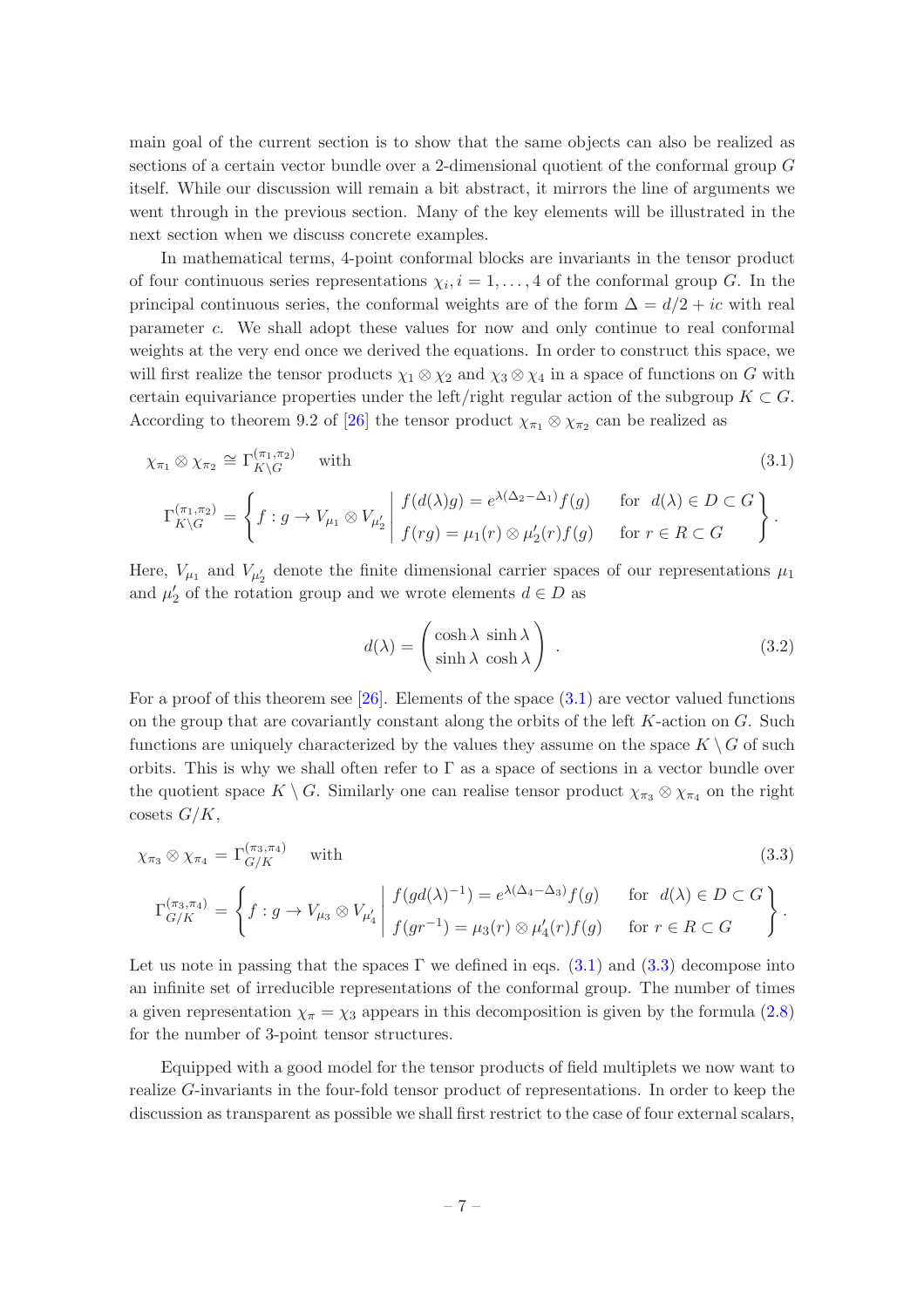main goal of the current section is to show that the same objects can also be realized as sections of a certain vector bundle over a 2-dimensional quotient of the conformal group $G$ itself. While our discussion will remain a bit abstract, it mirrors the line of arguments we went through in the previous section. Many of the key elements will be illustrated in the next section when we discuss concrete examples.

In mathematical terms, 4-point conformal blocks are invariants in the tensor product of four continuous series representations $\chi_i, i = 1, \ldots, 4$ of the conformal group $G$. In the principal continuous series, the conformal weights are of the form $\Delta = d/2 + ic$ with real parameter $c$. We shall adopt these values for now and only continue to real conformal weights at the very end once we derived the equations. In order to construct this space, we will first realize the tensor products $\chi_1 \otimes \chi_2$ and $\chi_3 \otimes \chi_4$ in a space of functions on $G$ with certain equivariance properties under the left/right regular action of the subgroup $K \subset G$. According to theorem 9.2 of [26] the tensor product $\chi_{\pi_1} \otimes \chi_{\pi_2}$ can be realized as

$$\chi_{\pi_1} \otimes \chi_{\pi_2} \cong \Gamma^{(\pi_1,\pi_2)}_{K\backslash G} \quad \text{with} \tag{3.1}$$

$$\Gamma^{(\pi_1,\pi_2)}_{K\backslash G} = \left\{ f : g \to V_{\mu_1} \otimes V_{\mu_2'} \;\middle|\; \begin{array}{ll} f(d(\lambda)g) = e^{\lambda(\Delta_2 - \Delta_1)} f(g) & \text{for } \ d(\lambda) \in D \subset G \\ f(rg) = \mu_1(r) \otimes \mu_2'(r) f(g) & \text{for } r \in R \subset G \end{array} \right\}.$$

Here, $V_{\mu_1}$ and $V_{\mu_2'}$ denote the finite dimensional carrier spaces of our representations $\mu_1$ and $\mu_2'$ of the rotation group and we wrote elements $d \in D$ as

$$d(\lambda) = \begin{pmatrix} \cosh \lambda & \sinh \lambda \\ \sinh \lambda & \cosh \lambda \end{pmatrix} . \tag{3.2}$$

For a proof of this theorem see [26]. Elements of the space (3.1) are vector valued functions on the group that are covariantly constant along the orbits of the left $K$-action on $G$. Such functions are uniquely characterized by the values they assume on the space $K \setminus G$ of such orbits. This is why we shall often refer to $\Gamma$ as a space of sections in a vector bundle over the quotient space $K \setminus G$. Similarly one can realise tensor product $\chi_{\pi_3} \otimes \chi_{\pi_4}$ on the right cosets $G/K$,

$$\chi_{\pi_3} \otimes \chi_{\pi_4} = \Gamma^{(\pi_3,\pi_4)}_{G/K} \quad \text{with} \tag{3.3}$$

$$\Gamma^{(\pi_3,\pi_4)}_{G/K} = \left\{ f : g \to V_{\mu_3} \otimes V_{\mu_4'} \;\middle|\; \begin{array}{ll} f(gd(\lambda)^{-1}) = e^{\lambda(\Delta_4 - \Delta_3)} f(g) & \text{for } \ d(\lambda) \in D \subset G \\ f(gr^{-1}) = \mu_3(r) \otimes \mu_4'(r) f(g) & \text{for } r \in R \subset G \end{array} \right\}.$$

Let us note in passing that the spaces $\Gamma$ we defined in eqs. (3.1) and (3.3) decompose into an infinite set of irreducible representations of the conformal group. The number of times a given representation $\chi_\pi = \chi_3$ appears in this decomposition is given by the formula (2.8) for the number of 3-point tensor structures.

Equipped with a good model for the tensor products of field multiplets we now want to realize $G$-invariants in the four-fold tensor product of representations. In order to keep the discussion as transparent as possible we shall first restrict to the case of four external scalars,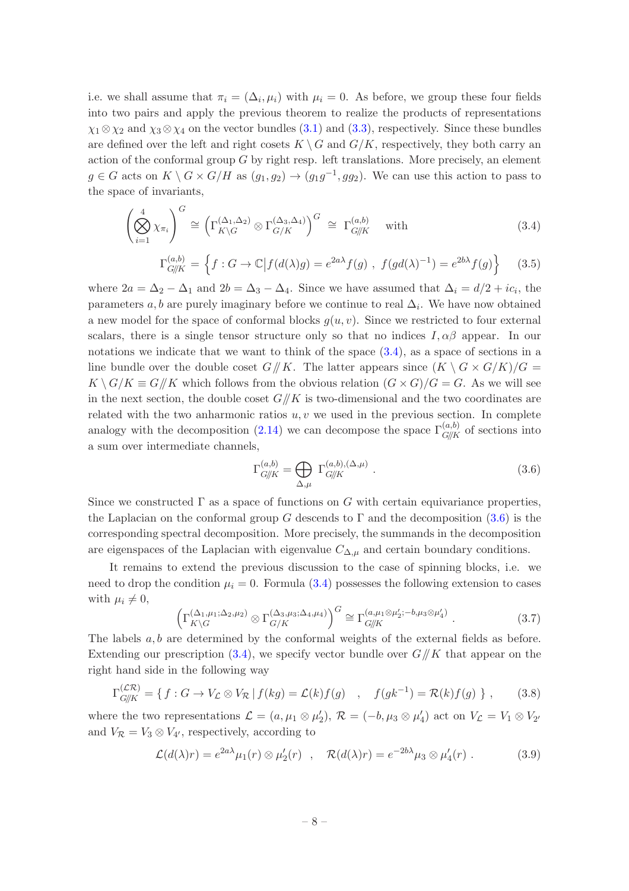i.e. we shall assume that $\pi_i = (\Delta_i, \mu_i)$ with $\mu_i = 0$. As before, we group these four fields into two pairs and apply the previous theorem to realize the products of representations $\chi_1 \otimes \chi_2$ and $\chi_3 \otimes \chi_4$ on the vector bundles (3.1) and (3.3), respectively. Since these bundles are defined over the left and right cosets $K \setminus G$ and $G/K$, respectively, they both carry an action of the conformal group $G$ by right resp. left translations. More precisely, an element $g \in G$ acts on $K \setminus G \times G/H$ as $(g_1, g_2) \to (g_1 g^{-1}, g g_2)$. We can use this action to pass to the space of invariants,

$$\left(\bigotimes_{i=1}^{4} \chi_{\pi_i}\right)^G \cong \left(\Gamma^{(\Delta_1,\Delta_2)}_{K\setminus G} \otimes \Gamma^{(\Delta_3,\Delta_4)}_{G/K}\right)^G \cong \Gamma^{(a,b)}_{G/\!/K} \quad \text{with} \tag{3.4}$$

$$\Gamma^{(a,b)}_{G/\!/K} = \left\{ f : G \to \mathbb{C} \middle| f(d(\lambda) g) = e^{2a\lambda} f(g) \ , \ f(g d(\lambda)^{-1}) = e^{2b\lambda} f(g) \right\} \tag{3.5}$$

where $2a = \Delta_2 - \Delta_1$ and $2b = \Delta_3 - \Delta_4$. Since we have assumed that $\Delta_i = d/2 + ic_i$, the parameters $a, b$ are purely imaginary before we continue to real $\Delta_i$. We have now obtained a new model for the space of conformal blocks $g(u, v)$. Since we restricted to four external scalars, there is a single tensor structure only so that no indices $I, \alpha\beta$ appear. In our notations we indicate that we want to think of the space (3.4), as a space of sections in a line bundle over the double coset $G/\!/K$. The latter appears since $(K \setminus G \times G/K)/G = K \setminus G/K \equiv G/\!/K$ which follows from the obvious relation $(G \times G)/G = G$. As we will see in the next section, the double coset $G/\!/K$ is two-dimensional and the two coordinates are related with the two anharmonic ratios $u, v$ we used in the previous section. In complete analogy with the decomposition (2.14) we can decompose the space $\Gamma^{(a,b)}_{G/\!/K}$ of sections into a sum over intermediate channels,

$$\Gamma^{(a,b)}_{G/\!/K} = \bigoplus_{\Delta,\mu} \Gamma^{(a,b),(\Delta,\mu)}_{G/\!/K} \ . \tag{3.6}$$

Since we constructed $\Gamma$ as a space of functions on $G$ with certain equivariance properties, the Laplacian on the conformal group $G$ descends to $\Gamma$ and the decomposition (3.6) is the corresponding spectral decomposition. More precisely, the summands in the decomposition are eigenspaces of the Laplacian with eigenvalue $C_{\Delta,\mu}$ and certain boundary conditions.

It remains to extend the previous discussion to the case of spinning blocks, i.e. we need to drop the condition $\mu_i = 0$. Formula (3.4) possesses the following extension to cases with $\mu_i \neq 0$,

$$\left(\Gamma^{(\Delta_1,\mu_1;\Delta_2,\mu_2)}_{K\setminus G} \otimes \Gamma^{(\Delta_3,\mu_3;\Delta_4,\mu_4)}_{G/K}\right)^G \cong \Gamma^{(a,\mu_1\otimes\mu_2';-b,\mu_3\otimes\mu_4')}_{G/\!/K} \ . \tag{3.7}$$

The labels $a, b$ are determined by the conformal weights of the external fields as before. Extending our prescription (3.4), we specify vector bundle over $G/\!/K$ that appear on the right hand side in the following way

$$\Gamma^{(\mathcal{LR})}_{G/\!/K} = \{ f : G \to V_{\mathcal{L}} \otimes V_{\mathcal{R}} \,|\, f(kg) = \mathcal{L}(k) f(g) \quad , \quad f(gk^{-1}) = \mathcal{R}(k) f(g) \ \} \ , \tag{3.8}$$

where the two representations $\mathcal{L} = (a, \mu_1 \otimes \mu_2')$, $\mathcal{R} = (-b, \mu_3 \otimes \mu_4')$ act on $V_{\mathcal{L}} = V_1 \otimes V_{2'}$ and $V_{\mathcal{R}} = V_3 \otimes V_{4'}$, respectively, according to

$$\mathcal{L}(d(\lambda) r) = e^{2a\lambda} \mu_1(r) \otimes \mu_2'(r) \quad , \quad \mathcal{R}(d(\lambda) r) = e^{-2b\lambda} \mu_3 \otimes \mu_4'(r) \ . \tag{3.9}$$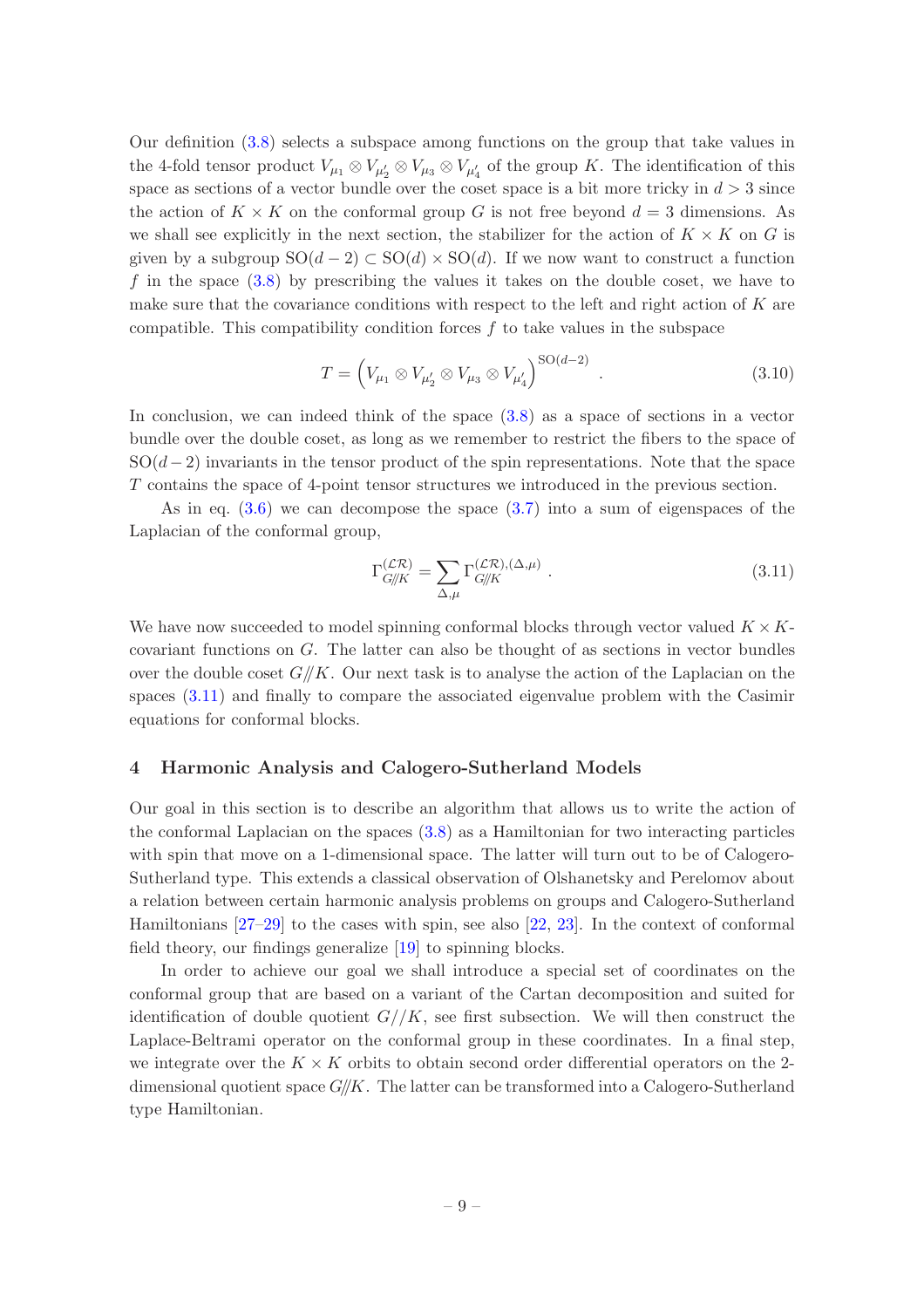Our definition (3.8) selects a subspace among functions on the group that take values in the 4-fold tensor product $V_{\mu_1} \otimes V_{\mu_2'} \otimes V_{\mu_3} \otimes V_{\mu_4'}$ of the group $K$. The identification of this space as sections of a vector bundle over the coset space is a bit more tricky in $d > 3$ since the action of $K \times K$ on the conformal group $G$ is not free beyond $d = 3$ dimensions. As we shall see explicitly in the next section, the stabilizer for the action of $K \times K$ on $G$ is given by a subgroup $\mathrm{SO}(d-2) \subset \mathrm{SO}(d) \times \mathrm{SO}(d)$. If we now want to construct a function $f$ in the space (3.8) by prescribing the values it takes on the double coset, we have to make sure that the covariance conditions with respect to the left and right action of $K$ are compatible. This compatibility condition forces $f$ to take values in the subspace

$$T = \left(V_{\mu_1} \otimes V_{\mu_2'} \otimes V_{\mu_3} \otimes V_{\mu_4'}\right)^{\mathrm{SO}(d-2)} . \tag{3.10}$$

In conclusion, we can indeed think of the space (3.8) as a space of sections in a vector bundle over the double coset, as long as we remember to restrict the fibers to the space of $\mathrm{SO}(d-2)$ invariants in the tensor product of the spin representations. Note that the space $T$ contains the space of 4-point tensor structures we introduced in the previous section.

As in eq. (3.6) we can decompose the space (3.7) into a sum of eigenspaces of the Laplacian of the conformal group,

$$\Gamma^{(\mathcal{LR})}_{G/\!/K} = \sum_{\Delta,\mu} \Gamma^{(\mathcal{LR}),(\Delta,\mu)}_{G/\!/K} . \tag{3.11}$$

We have now succeeded to model spinning conformal blocks through vector valued $K \times K$-covariant functions on $G$. The latter can also be thought of as sections in vector bundles over the double coset $G/\!/K$. Our next task is to analyse the action of the Laplacian on the spaces (3.11) and finally to compare the associated eigenvalue problem with the Casimir equations for conformal blocks.

## 4 Harmonic Analysis and Calogero-Sutherland Models

Our goal in this section is to describe an algorithm that allows us to write the action of the conformal Laplacian on the spaces (3.8) as a Hamiltonian for two interacting particles with spin that move on a 1-dimensional space. The latter will turn out to be of Calogero-Sutherland type. This extends a classical observation of Olshanetsky and Perelomov about a relation between certain harmonic analysis problems on groups and Calogero-Sutherland Hamiltonians [27–29] to the cases with spin, see also [22, 23]. In the context of conformal field theory, our findings generalize [19] to spinning blocks.

In order to achieve our goal we shall introduce a special set of coordinates on the conformal group that are based on a variant of the Cartan decomposition and suited for identification of double quotient $G//K$, see first subsection. We will then construct the Laplace-Beltrami operator on the conformal group in these coordinates. In a final step, we integrate over the $K \times K$ orbits to obtain second order differential operators on the 2-dimensional quotient space $G/\!/K$. The latter can be transformed into a Calogero-Sutherland type Hamiltonian.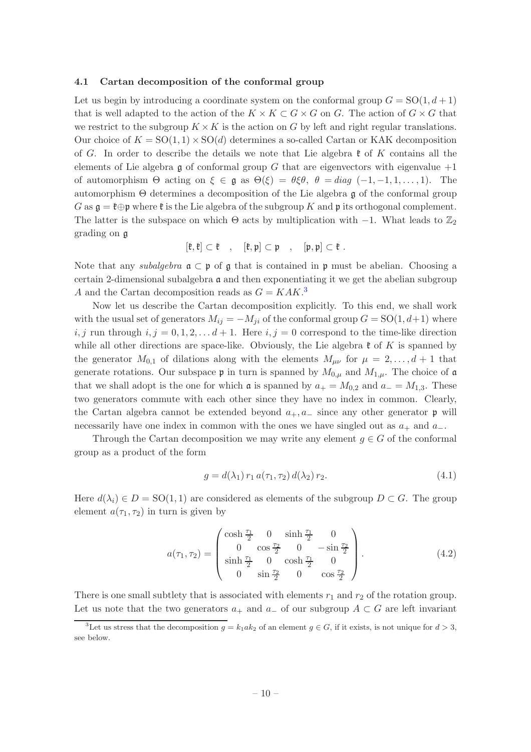### 4.1 Cartan decomposition of the conformal group

Let us begin by introducing a coordinate system on the conformal group $G = \mathrm{SO}(1, d+1)$ that is well adapted to the action of the $K \times K \subset G \times G$ on $G$. The action of $G \times G$ that we restrict to the subgroup $K \times K$ is the action on $G$ by left and right regular translations. Our choice of $K = \mathrm{SO}(1,1) \times \mathrm{SO}(d)$ determines a so-called Cartan or KAK decomposition of $G$. In order to describe the details we note that Lie algebra $\mathfrak{k}$ of $K$ contains all the elements of Lie algebra $\mathfrak{g}$ of conformal group $G$ that are eigenvectors with eigenvalue $+1$ of automorphism $\Theta$ acting on $\xi \in \mathfrak{g}$ as $\Theta(\xi) = \theta \xi \theta$, $\theta = diag\ (-1, -1, 1, \ldots, 1)$. The automorphism $\Theta$ determines a decomposition of the Lie algebra $\mathfrak{g}$ of the conformal group $G$ as $\mathfrak{g} = \mathfrak{k} \oplus \mathfrak{p}$ where $\mathfrak{k}$ is the Lie algebra of the subgroup $K$ and $\mathfrak{p}$ its orthogonal complement. The latter is the subspace on which $\Theta$ acts by multiplication with $-1$. What leads to $\mathbb{Z}_2$ grading on $\mathfrak{g}$

$$
[\mathfrak{k}, \mathfrak{k}] \subset \mathfrak{k} \quad , \quad [\mathfrak{k}, \mathfrak{p}] \subset \mathfrak{p} \quad , \quad [\mathfrak{p}, \mathfrak{p}] \subset \mathfrak{k} \ .
$$

Note that any *subalgebra* $\mathfrak{a} \subset \mathfrak{p}$ of $\mathfrak{g}$ that is contained in $\mathfrak{p}$ must be abelian. Choosing a certain 2-dimensional subalgebra $\mathfrak{a}$ and then exponentiating it we get the abelian subgroup $A$ and the Cartan decomposition reads as $G = KAK$.[3]

Now let us describe the Cartan decomposition explicitly. To this end, we shall work with the usual set of generators $M_{ij} = -M_{ji}$ of the conformal group $G = \mathrm{SO}(1, d+1)$ where $i, j$ run through $i, j = 0, 1, 2, \ldots d+1$. Here $i, j = 0$ correspond to the time-like direction while all other directions are space-like. Obviously, the Lie algebra $\mathfrak{k}$ of $K$ is spanned by the generator $M_{0,1}$ of dilations along with the elements $M_{\mu\nu}$ for $\mu = 2, \ldots, d+1$ that generate rotations. Our subspace $\mathfrak{p}$ in turn is spanned by $M_{0,\mu}$ and $M_{1,\mu}$. The choice of $\mathfrak{a}$ that we shall adopt is the one for which $\mathfrak{a}$ is spanned by $a_+ = M_{0,2}$ and $a_- = M_{1,3}$. These two generators commute with each other since they have no index in common. Clearly, the Cartan algebra cannot be extended beyond $a_+, a_-$ since any other generator $\mathfrak{p}$ will necessarily have one index in common with the ones we have singled out as $a_+$ and $a_-$.

Through the Cartan decomposition we may write any element $g \in G$ of the conformal group as a product of the form

$$
g = d(\lambda_1)\, r_1\, a(\tau_1, \tau_2)\, d(\lambda_2)\, r_2. \tag{4.1}
$$

Here $d(\lambda_i) \in D = \mathrm{SO}(1,1)$ are considered as elements of the subgroup $D \subset G$. The group element $a(\tau_1, \tau_2)$ in turn is given by

$$
a(\tau_1, \tau_2) = \begin{pmatrix} \cosh \frac{\tau_1}{2} & 0 & \sinh \frac{\tau_1}{2} & 0 \\ 0 & \cos \frac{\tau_2}{2} & 0 & -\sin \frac{\tau_2}{2} \\ \sinh \frac{\tau_1}{2} & 0 & \cosh \frac{\tau_1}{2} & 0 \\ 0 & \sin \frac{\tau_2}{2} & 0 & \cos \frac{\tau_2}{2} \end{pmatrix} . \tag{4.2}
$$

There is one small subtlety that is associated with elements $r_1$ and $r_2$ of the rotation group. Let us note that the two generators $a_+$ and $a_-$ of our subgroup $A \subset G$ are left invariant

[3] Let us stress that the decomposition $g = k_1 a k_2$ of an element $g \in G$, if it exists, is not unique for $d > 3$, see below.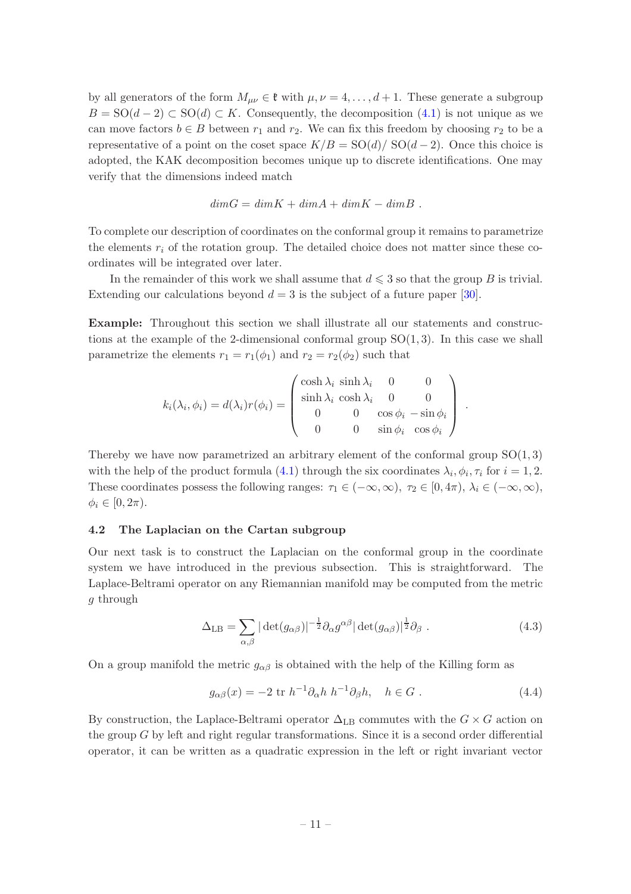by all generators of the form $M_{\mu\nu} \in \mathfrak{k}$ with $\mu, \nu = 4, \ldots, d+1$. These generate a subgroup $B = \mathrm{SO}(d-2) \subset \mathrm{SO}(d) \subset K$. Consequently, the decomposition (4.1) is not unique as we can move factors $b \in B$ between $r_1$ and $r_2$. We can fix this freedom by choosing $r_2$ to be a representative of a point on the coset space $K/B = \mathrm{SO}(d)/\mathrm{SO}(d-2)$. Once this choice is adopted, the KAK decomposition becomes unique up to discrete identifications. One may verify that the dimensions indeed match

$$dim G = dim K + dim A + dim K - dim B \ .$$

To complete our description of coordinates on the conformal group it remains to parametrize the elements $r_i$ of the rotation group. The detailed choice does not matter since these coordinates will be integrated over later.

In the remainder of this work we shall assume that $d \leqslant 3$ so that the group $B$ is trivial. Extending our calculations beyond $d = 3$ is the subject of a future paper [30].

**Example:** Throughout this section we shall illustrate all our statements and constructions at the example of the 2-dimensional conformal group $\mathrm{SO}(1,3)$. In this case we shall parametrize the elements $r_1 = r_1(\phi_1)$ and $r_2 = r_2(\phi_2)$ such that

$$k_i(\lambda_i, \phi_i) = d(\lambda_i) r(\phi_i) = \begin{pmatrix} \cosh\lambda_i & \sinh\lambda_i & 0 & 0 \\ \sinh\lambda_i & \cosh\lambda_i & 0 & 0 \\ 0 & 0 & \cos\phi_i & -\sin\phi_i \\ 0 & 0 & \sin\phi_i & \cos\phi_i \end{pmatrix} \ .$$

Thereby we have now parametrized an arbitrary element of the conformal group $\mathrm{SO}(1,3)$ with the help of the product formula (4.1) through the six coordinates $\lambda_i, \phi_i, \tau_i$ for $i = 1, 2$. These coordinates possess the following ranges: $\tau_1 \in (-\infty, \infty)$, $\tau_2 \in [0, 4\pi)$, $\lambda_i \in (-\infty, \infty)$, $\phi_i \in [0, 2\pi)$.

### 4.2 The Laplacian on the Cartan subgroup

Our next task is to construct the Laplacian on the conformal group in the coordinate system we have introduced in the previous subsection. This is straightforward. The Laplace-Beltrami operator on any Riemannian manifold may be computed from the metric $g$ through

$$\Delta_{\mathrm{LB}} = \sum_{\alpha,\beta} |\det(g_{\alpha\beta})|^{-\frac{1}{2}} \partial_\alpha g^{\alpha\beta} |\det(g_{\alpha\beta})|^{\frac{1}{2}} \partial_\beta \ . \tag{4.3}$$

On a group manifold the metric $g_{\alpha\beta}$ is obtained with the help of the Killing form as

$$g_{\alpha\beta}(x) = -2 \ \mathrm{tr} \ h^{-1}\partial_\alpha h \ h^{-1}\partial_\beta h, \quad h \in G \ . \tag{4.4}$$

By construction, the Laplace-Beltrami operator $\Delta_{\mathrm{LB}}$ commutes with the $G \times G$ action on the group $G$ by left and right regular transformations. Since it is a second order differential operator, it can be written as a quadratic expression in the left or right invariant vector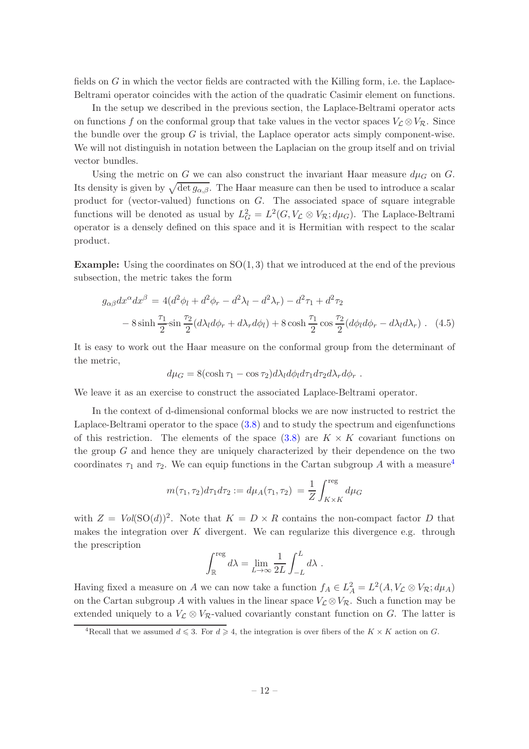fields on $G$ in which the vector fields are contracted with the Killing form, i.e. the Laplace-Beltrami operator coincides with the action of the quadratic Casimir element on functions.

In the setup we described in the previous section, the Laplace-Beltrami operator acts on functions $f$ on the conformal group that take values in the vector spaces $V_{\mathcal{L}} \otimes V_{\mathcal{R}}$. Since the bundle over the group $G$ is trivial, the Laplace operator acts simply component-wise. We will not distinguish in notation between the Laplacian on the group itself and on trivial vector bundles.

Using the metric on $G$ we can also construct the invariant Haar measure $d\mu_G$ on $G$. Its density is given by $\sqrt{\det g_{\alpha,\beta}}$. The Haar measure can then be used to introduce a scalar product for (vector-valued) functions on $G$. The associated space of square integrable functions will be denoted as usual by $L^2_G = L^2(G, V_{\mathcal{L}} \otimes V_{\mathcal{R}}; d\mu_G)$. The Laplace-Beltrami operator is a densely defined on this space and it is Hermitian with respect to the scalar product.

**Example:** Using the coordinates on $\mathrm{SO}(1,3)$ that we introduced at the end of the previous subsection, the metric takes the form

$$
\begin{aligned}
g_{\alpha\beta} dx^\alpha dx^\beta &= 4(d^2\phi_l + d^2\phi_r - d^2\lambda_l - d^2\lambda_r) - d^2\tau_1 + d^2\tau_2 \\
&- 8\sinh\frac{\tau_1}{2}\sin\frac{\tau_2}{2}(d\lambda_l d\phi_r + d\lambda_r d\phi_l) + 8\cosh\frac{\tau_1}{2}\cos\frac{\tau_2}{2}(d\phi_l d\phi_r - d\lambda_l d\lambda_r) \ . \quad (4.5)
\end{aligned}
$$

It is easy to work out the Haar measure on the conformal group from the determinant of the metric,

$$
d\mu_G = 8(\cosh\tau_1 - \cos\tau_2) d\lambda_l d\phi_l d\tau_1 d\tau_2 d\lambda_r d\phi_r \ .
$$

We leave it as an exercise to construct the associated Laplace-Beltrami operator.

In the context of d-dimensional conformal blocks we are now instructed to restrict the Laplace-Beltrami operator to the space (3.8) and to study the spectrum and eigenfunctions of this restriction. The elements of the space (3.8) are $K \times K$ covariant functions on the group $G$ and hence they are uniquely characterized by their dependence on the two coordinates $\tau_1$ and $\tau_2$. We can equip functions in the Cartan subgroup $A$ with a measure[4]

$$
m(\tau_1, \tau_2) d\tau_1 d\tau_2 := d\mu_A(\tau_1, \tau_2) = \frac{1}{Z} \int_{K\times K}^{\mathrm{reg}} d\mu_G
$$

with $Z = Vol(\mathrm{SO}(d))^2$. Note that $K = D \times R$ contains the non-compact factor $D$ that makes the integration over $K$ divergent. We can regularize this divergence e.g. through the prescription

$$
\int_{\mathbb{R}}^{\mathrm{reg}} d\lambda = \lim_{L\to\infty} \frac{1}{2L} \int_{-L}^{L} d\lambda \ .
$$

Having fixed a measure on $A$ we can now take a function $f_A \in L^2_A = L^2(A, V_{\mathcal{L}} \otimes V_{\mathcal{R}}; d\mu_A)$ on the Cartan subgroup $A$ with values in the linear space $V_{\mathcal{L}} \otimes V_{\mathcal{R}}$. Such a function may be extended uniquely to a $V_{\mathcal{L}} \otimes V_{\mathcal{R}}$-valued covariantly constant function on $G$. The latter is

[4] Recall that we assumed $d \leqslant 3$. For $d \geqslant 4$, the integration is over fibers of the $K \times K$ action on $G$.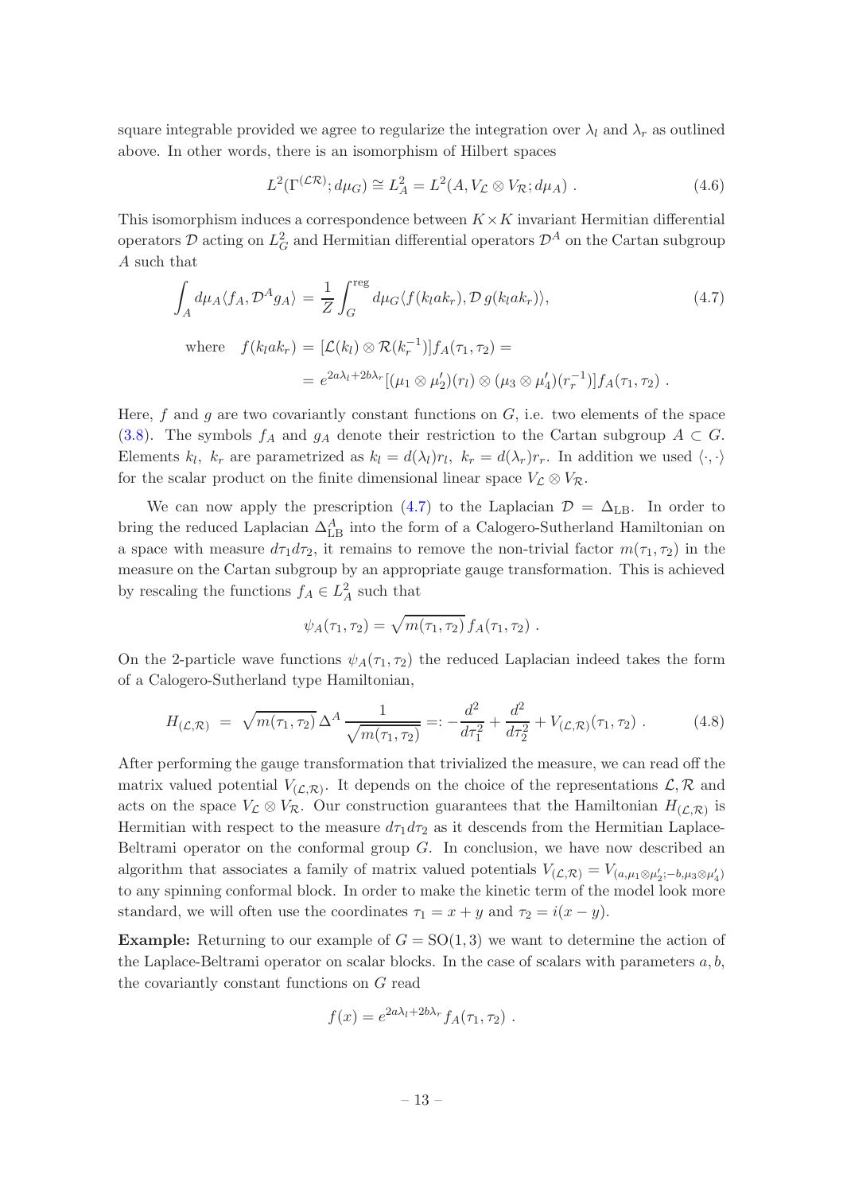square integrable provided we agree to regularize the integration over $\lambda_l$ and $\lambda_r$ as outlined above. In other words, there is an isomorphism of Hilbert spaces

$$L^2(\Gamma^{(\mathcal{LR})}; d\mu_G) \cong L^2_A = L^2(A, V_\mathcal{L} \otimes V_\mathcal{R}; d\mu_A) \ . \tag{4.6}$$

This isomorphism induces a correspondence between $K \times K$ invariant Hermitian differential operators $\mathcal{D}$ acting on $L^2_G$ and Hermitian differential operators $\mathcal{D}^A$ on the Cartan subgroup $A$ such that

$$\int_A d\mu_A \langle f_A, \mathcal{D}^A g_A \rangle = \frac{1}{Z} \int_G^{\text{reg}} d\mu_G \langle f(k_l a k_r), \mathcal{D}\, g(k_l a k_r) \rangle, \tag{4.7}$$

$$\text{where} \quad f(k_l a k_r) = [\mathcal{L}(k_l) \otimes \mathcal{R}(k_r^{-1})] f_A(\tau_1, \tau_2) =$$
$$= e^{2a\lambda_l + 2b\lambda_r} [(\mu_1 \otimes \mu_2')(r_l) \otimes (\mu_3 \otimes \mu_4')(r_r^{-1})] f_A(\tau_1, \tau_2) \ .$$

Here, $f$ and $g$ are two covariantly constant functions on $G$, i.e. two elements of the space (3.8). The symbols $f_A$ and $g_A$ denote their restriction to the Cartan subgroup $A \subset G$. Elements $k_l$, $k_r$ are parametrized as $k_l = d(\lambda_l) r_l$, $k_r = d(\lambda_r) r_r$. In addition we used $\langle \cdot, \cdot \rangle$ for the scalar product on the finite dimensional linear space $V_\mathcal{L} \otimes V_\mathcal{R}$.

We can now apply the prescription (4.7) to the Laplacian $\mathcal{D} = \Delta_{\text{LB}}$. In order to bring the reduced Laplacian $\Delta^A_{\text{LB}}$ into the form of a Calogero-Sutherland Hamiltonian on a space with measure $d\tau_1 d\tau_2$, it remains to remove the non-trivial factor $m(\tau_1, \tau_2)$ in the measure on the Cartan subgroup by an appropriate gauge transformation. This is achieved by rescaling the functions $f_A \in L^2_A$ such that

$$\psi_A(\tau_1, \tau_2) = \sqrt{m(\tau_1, \tau_2)}\, f_A(\tau_1, \tau_2) \ .$$

On the 2-particle wave functions $\psi_A(\tau_1, \tau_2)$ the reduced Laplacian indeed takes the form of a Calogero-Sutherland type Hamiltonian,

$$H_{(\mathcal{L},\mathcal{R})} \ = \ \sqrt{m(\tau_1, \tau_2)}\, \Delta^A \frac{1}{\sqrt{m(\tau_1, \tau_2)}} =: -\frac{d^2}{d\tau_1^2} + \frac{d^2}{d\tau_2^2} + V_{(\mathcal{L},\mathcal{R})}(\tau_1, \tau_2) \ . \tag{4.8}$$

After performing the gauge transformation that trivialized the measure, we can read off the matrix valued potential $V_{(\mathcal{L},\mathcal{R})}$. It depends on the choice of the representations $\mathcal{L}, \mathcal{R}$ and acts on the space $V_\mathcal{L} \otimes V_\mathcal{R}$. Our construction guarantees that the Hamiltonian $H_{(\mathcal{L},\mathcal{R})}$ is Hermitian with respect to the measure $d\tau_1 d\tau_2$ as it descends from the Hermitian Laplace-Beltrami operator on the conformal group $G$. In conclusion, we have now described an algorithm that associates a family of matrix valued potentials $V_{(\mathcal{L},\mathcal{R})} = V_{(a,\mu_1 \otimes \mu_2'; -b, \mu_3 \otimes \mu_4')}$ to any spinning conformal block. In order to make the kinetic term of the model look more standard, we will often use the coordinates $\tau_1 = x + y$ and $\tau_2 = i(x - y)$.

**Example:** Returning to our example of $G = \text{SO}(1,3)$ we want to determine the action of the Laplace-Beltrami operator on scalar blocks. In the case of scalars with parameters $a, b$, the covariantly constant functions on $G$ read

$$f(x) = e^{2a\lambda_l + 2b\lambda_r} f_A(\tau_1, \tau_2) \ .$$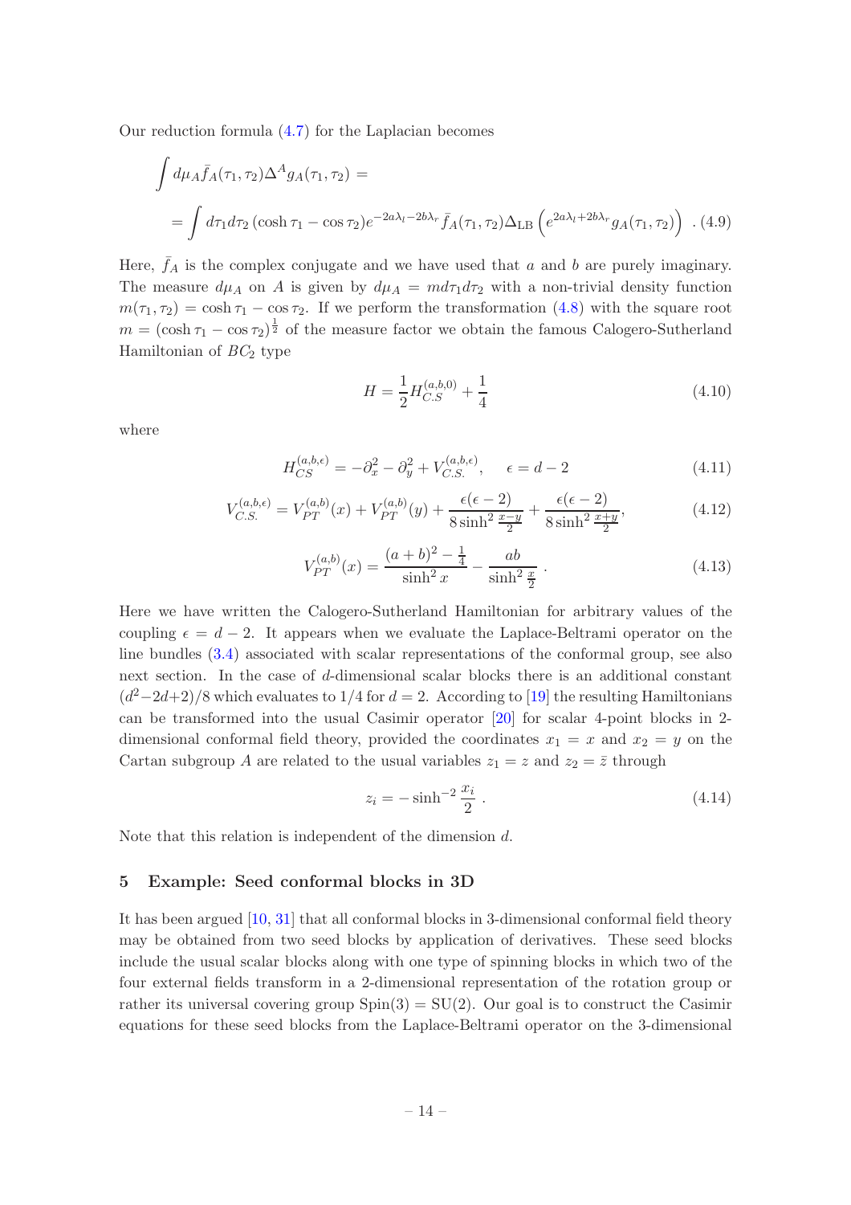Our reduction formula (4.7) for the Laplacian becomes

$$\int d\mu_A \bar{f}_A(\tau_1,\tau_2)\Delta^A g_A(\tau_1,\tau_2) =$$
$$= \int d\tau_1 d\tau_2 \left(\cosh\tau_1 - \cos\tau_2\right) e^{-2a\lambda_l - 2b\lambda_r} \bar{f}_A(\tau_1,\tau_2)\Delta_{\rm LB}\left(e^{2a\lambda_l + 2b\lambda_r} g_A(\tau_1,\tau_2)\right) \ . \tag{4.9}$$

Here, $\bar{f}_A$ is the complex conjugate and we have used that $a$ and $b$ are purely imaginary. The measure $d\mu_A$ on $A$ is given by $d\mu_A = m d\tau_1 d\tau_2$ with a non-trivial density function $m(\tau_1,\tau_2) = \cosh\tau_1 - \cos\tau_2$. If we perform the transformation (4.8) with the square root $m = (\cosh\tau_1 - \cos\tau_2)^{\frac{1}{2}}$ of the measure factor we obtain the famous Calogero-Sutherland Hamiltonian of $BC_2$ type

$$H = \frac{1}{2} H^{(a,b,0)}_{C.S} + \frac{1}{4} \tag{4.10}$$

where

$$H^{(a,b,\epsilon)}_{CS} = -\partial_x^2 - \partial_y^2 + V^{(a,b,\epsilon)}_{C.S.}, \qquad \epsilon = d-2 \tag{4.11}$$

$$V^{(a,b,\epsilon)}_{C.S.} = V^{(a,b)}_{PT}(x) + V^{(a,b)}_{PT}(y) + \frac{\epsilon(\epsilon-2)}{8\sinh^2\frac{x-y}{2}} + \frac{\epsilon(\epsilon-2)}{8\sinh^2\frac{x+y}{2}}, \tag{4.12}$$

$$V^{(a,b)}_{PT}(x) = \frac{(a+b)^2 - \frac{1}{4}}{\sinh^2 x} - \frac{ab}{\sinh^2\frac{x}{2}} \ . \tag{4.13}$$

Here we have written the Calogero-Sutherland Hamiltonian for arbitrary values of the coupling $\epsilon = d-2$. It appears when we evaluate the Laplace-Beltrami operator on the line bundles (3.4) associated with scalar representations of the conformal group, see also next section. In the case of $d$-dimensional scalar blocks there is an additional constant $(d^2-2d+2)/8$ which evaluates to $1/4$ for $d=2$. According to [19] the resulting Hamiltonians can be transformed into the usual Casimir operator [20] for scalar 4-point blocks in 2-dimensional conformal field theory, provided the coordinates $x_1 = x$ and $x_2 = y$ on the Cartan subgroup $A$ are related to the usual variables $z_1 = z$ and $z_2 = \bar{z}$ through

$$z_i = -\sinh^{-2}\frac{x_i}{2} \ . \tag{4.14}$$

Note that this relation is independent of the dimension $d$.

## 5 Example: Seed conformal blocks in 3D

It has been argued [10, 31] that all conformal blocks in 3-dimensional conformal field theory may be obtained from two seed blocks by application of derivatives. These seed blocks include the usual scalar blocks along with one type of spinning blocks in which two of the four external fields transform in a 2-dimensional representation of the rotation group or rather its universal covering group $\text{Spin}(3) = \text{SU}(2)$. Our goal is to construct the Casimir equations for these seed blocks from the Laplace-Beltrami operator on the 3-dimensional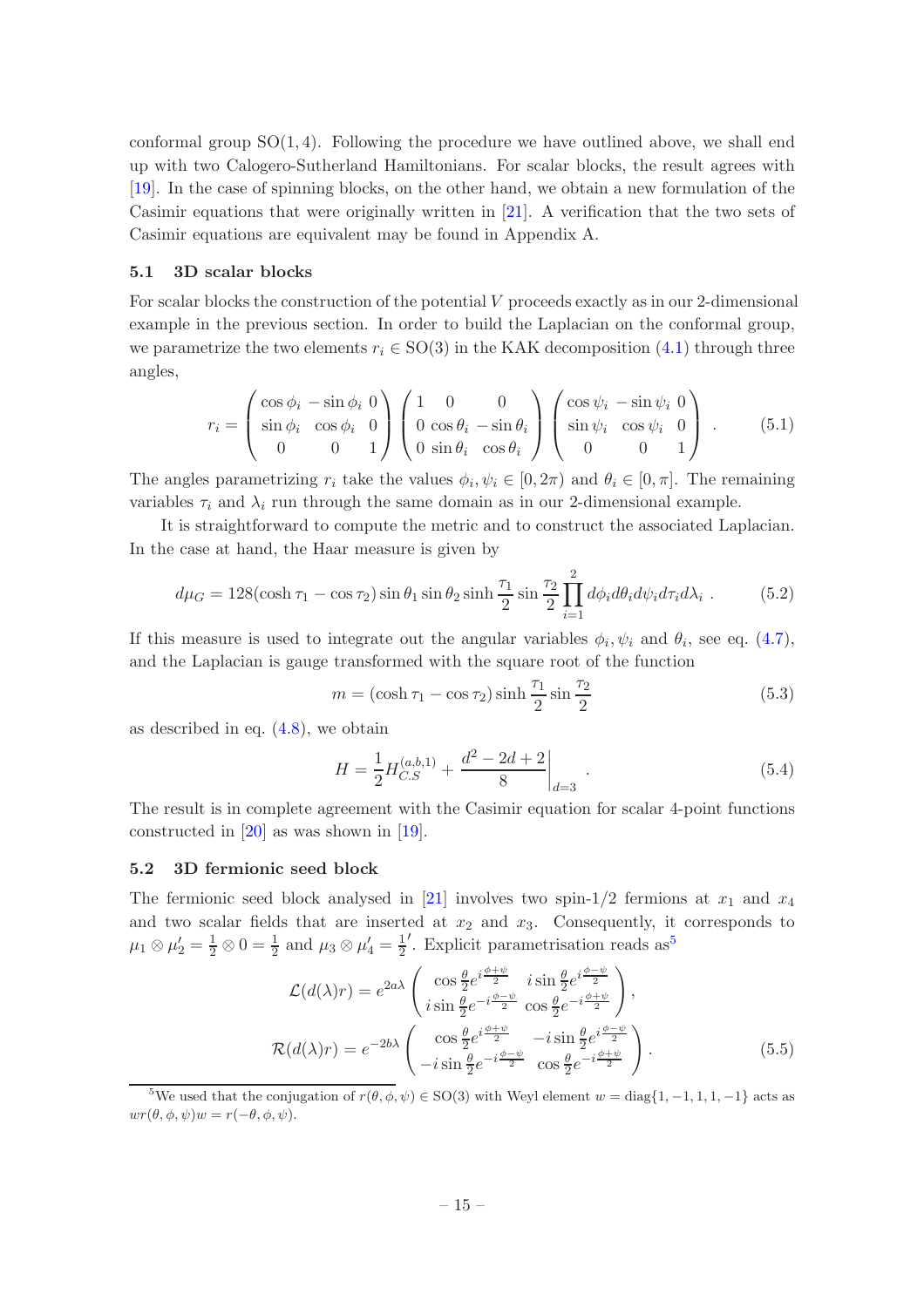conformal group SO(1, 4). Following the procedure we have outlined above, we shall end up with two Calogero-Sutherland Hamiltonians. For scalar blocks, the result agrees with [19]. In the case of spinning blocks, on the other hand, we obtain a new formulation of the Casimir equations that were originally written in [21]. A verification that the two sets of Casimir equations are equivalent may be found in Appendix A.

### 5.1 3D scalar blocks

For scalar blocks the construction of the potential $V$ proceeds exactly as in our 2-dimensional example in the previous section. In order to build the Laplacian on the conformal group, we parametrize the two elements $r_i \in \mathrm{SO}(3)$ in the KAK decomposition (4.1) through three angles,

$$
r_i = \begin{pmatrix} \cos\phi_i & -\sin\phi_i & 0 \\ \sin\phi_i & \cos\phi_i & 0 \\ 0 & 0 & 1 \end{pmatrix} \begin{pmatrix} 1 & 0 & 0 \\ 0 & \cos\theta_i & -\sin\theta_i \\ 0 & \sin\theta_i & \cos\theta_i \end{pmatrix} \begin{pmatrix} \cos\psi_i & -\sin\psi_i & 0 \\ \sin\psi_i & \cos\psi_i & 0 \\ 0 & 0 & 1 \end{pmatrix} . \tag{5.1}
$$

The angles parametrizing $r_i$ take the values $\phi_i, \psi_i \in [0, 2\pi)$ and $\theta_i \in [0, \pi]$. The remaining variables $\tau_i$ and $\lambda_i$ run through the same domain as in our 2-dimensional example.

It is straightforward to compute the metric and to construct the associated Laplacian. In the case at hand, the Haar measure is given by

$$
d\mu_G = 128(\cosh\tau_1 - \cos\tau_2)\sin\theta_1 \sin\theta_2 \sinh\frac{\tau_1}{2}\sin\frac{\tau_2}{2}\prod_{i=1}^{2} d\phi_i d\theta_i d\psi_i d\tau_i d\lambda_i \, . \tag{5.2}
$$

If this measure is used to integrate out the angular variables $\phi_i, \psi_i$ and $\theta_i$, see eq. (4.7), and the Laplacian is gauge transformed with the square root of the function

$$
m = (\cosh\tau_1 - \cos\tau_2)\sinh\frac{\tau_1}{2}\sin\frac{\tau_2}{2} \tag{5.3}
$$

as described in eq. (4.8), we obtain

$$
H = \frac{1}{2}H^{(a,b,1)}_{C.S} + \frac{d^2 - 2d + 2}{8}\bigg|_{d=3} . \tag{5.4}
$$

The result is in complete agreement with the Casimir equation for scalar 4-point functions constructed in [20] as was shown in [19].

### 5.2 3D fermionic seed block

The fermionic seed block analysed in [21] involves two spin-1/2 fermions at $x_1$ and $x_4$ and two scalar fields that are inserted at $x_2$ and $x_3$. Consequently, it corresponds to $\mu_1 \otimes \mu_2' = \frac{1}{2} \otimes 0 = \frac{1}{2}$ and $\mu_3 \otimes \mu_4' = \frac{1}{2}'$. Explicit parametrisation reads as[5]

$$
\begin{aligned}
\mathcal{L}(d(\lambda)r) &= e^{2a\lambda} \begin{pmatrix} \cos\frac{\theta}{2}e^{i\frac{\phi+\psi}{2}} & i\sin\frac{\theta}{2}e^{i\frac{\phi-\psi}{2}} \\ i\sin\frac{\theta}{2}e^{-i\frac{\phi-\psi}{2}} & \cos\frac{\theta}{2}e^{-i\frac{\phi+\psi}{2}} \end{pmatrix} , \\
\mathcal{R}(d(\lambda)r) &= e^{-2b\lambda} \begin{pmatrix} \cos\frac{\theta}{2}e^{i\frac{\phi+\psi}{2}} & -i\sin\frac{\theta}{2}e^{i\frac{\phi-\psi}{2}} \\ -i\sin\frac{\theta}{2}e^{-i\frac{\phi-\psi}{2}} & \cos\frac{\theta}{2}e^{-i\frac{\phi+\psi}{2}} \end{pmatrix} .
\end{aligned} \tag{5.5}
$$

[5] We used that the conjugation of $r(\theta, \phi, \psi) \in \mathrm{SO}(3)$ with Weyl element $w = \mathrm{diag}\{1, -1, 1, 1, -1\}$ acts as $wr(\theta, \phi, \psi)w = r(-\theta, \phi, \psi)$.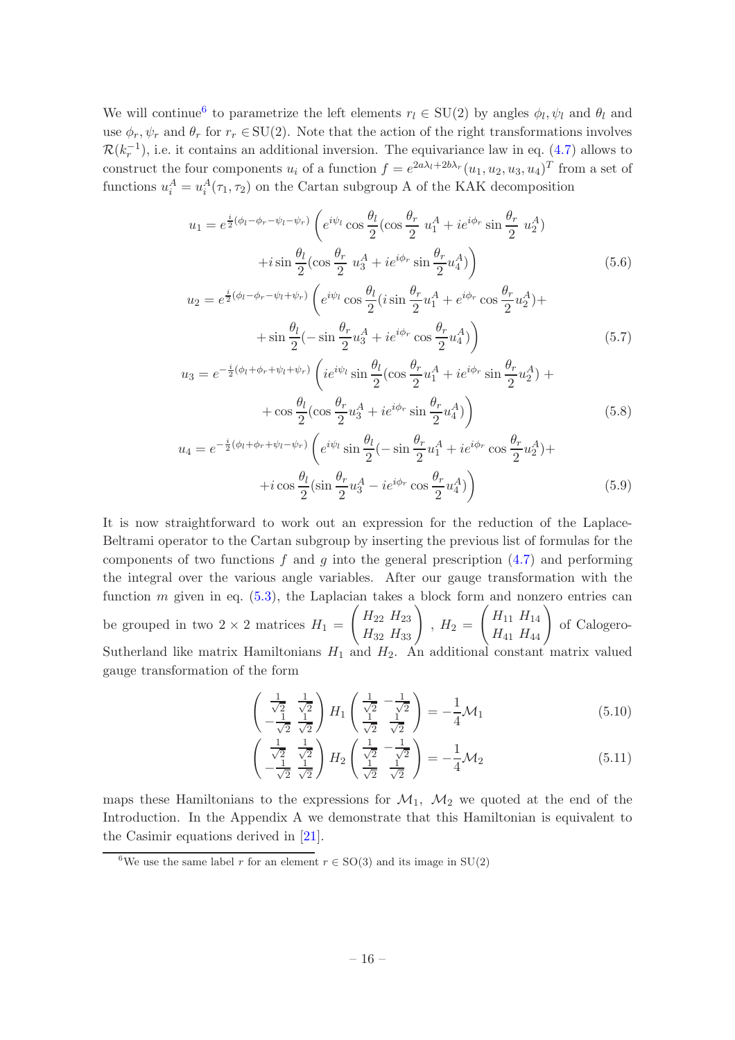We will continue[6] to parametrize the left elements $r_l \in \mathrm{SU}(2)$ by angles $\phi_l, \psi_l$ and $\theta_l$ and use $\phi_r, \psi_r$ and $\theta_r$ for $r_r \in \mathrm{SU}(2)$. Note that the action of the right transformations involves $\mathcal{R}(k_r^{-1})$, i.e. it contains an additional inversion. The equivariance law in eq. (4.7) allows to construct the four components $u_i$ of a function $f = e^{2a\lambda_l + 2b\lambda_r}(u_1, u_2, u_3, u_4)^T$ from a set of functions $u_i^A = u_i^A(\tau_1, \tau_2)$ on the Cartan subgroup A of the KAK decomposition

$$
u_1 = e^{\frac{i}{2}(\phi_l - \phi_r - \psi_l - \psi_r)} \left( e^{i\psi_l} \cos\frac{\theta_l}{2} (\cos\frac{\theta_r}{2}\ u_1^A + i e^{i\phi_r} \sin\frac{\theta_r}{2}\ u_2^A) \right.
$$
$$
\left. + i \sin\frac{\theta_l}{2} (\cos\frac{\theta_r}{2}\ u_3^A + i e^{i\phi_r} \sin\frac{\theta_r}{2} u_4^A) \right) \tag{5.6}
$$

$$
u_2 = e^{\frac{i}{2}(\phi_l - \phi_r - \psi_l + \psi_r)} \left( e^{i\psi_l} \cos\frac{\theta_l}{2} (i \sin\frac{\theta_r}{2} u_1^A + e^{i\phi_r} \cos\frac{\theta_r}{2} u_2^A) + \right.
$$
$$
\left. + \sin\frac{\theta_l}{2} (-\sin\frac{\theta_r}{2} u_3^A + i e^{i\phi_r} \cos\frac{\theta_r}{2} u_4^A) \right) \tag{5.7}
$$

$$
u_3 = e^{-\frac{i}{2}(\phi_l + \phi_r + \psi_l + \psi_r)} \left( i e^{i\psi_l} \sin\frac{\theta_l}{2} (\cos\frac{\theta_r}{2} u_1^A + i e^{i\phi_r} \sin\frac{\theta_r}{2} u_2^A) + \right.
$$
$$
\left. + \cos\frac{\theta_l}{2} (\cos\frac{\theta_r}{2} u_3^A + i e^{i\phi_r} \sin\frac{\theta_r}{2} u_4^A) \right) \tag{5.8}
$$

$$
u_4 = e^{-\frac{i}{2}(\phi_l + \phi_r + \psi_l - \psi_r)} \left( e^{i\psi_l} \sin\frac{\theta_l}{2} (-\sin\frac{\theta_r}{2} u_1^A + i e^{i\phi_r} \cos\frac{\theta_r}{2} u_2^A) + \right.
$$
$$
\left. + i \cos\frac{\theta_l}{2} (\sin\frac{\theta_r}{2} u_3^A - i e^{i\phi_r} \cos\frac{\theta_r}{2} u_4^A) \right) \tag{5.9}
$$

It is now straightforward to work out an expression for the reduction of the Laplace-Beltrami operator to the Cartan subgroup by inserting the previous list of formulas for the components of two functions $f$ and $g$ into the general prescription (4.7) and performing the integral over the various angle variables. After our gauge transformation with the function $m$ given in eq. (5.3), the Laplacian takes a block form and nonzero entries can be grouped in two $2 \times 2$ matrices $H_1 = \begin{pmatrix} H_{22} & H_{23} \\ H_{32} & H_{33} \end{pmatrix}$ , $H_2 = \begin{pmatrix} H_{11} & H_{14} \\ H_{41} & H_{44} \end{pmatrix}$ of Calogero-Sutherland like matrix Hamiltonians $H_1$ and $H_2$. An additional constant matrix valued gauge transformation of the form

$$
\begin{pmatrix} \frac{1}{\sqrt{2}} & \frac{1}{\sqrt{2}} \\ -\frac{1}{\sqrt{2}} & \frac{1}{\sqrt{2}} \end{pmatrix} H_1 \begin{pmatrix} \frac{1}{\sqrt{2}} & -\frac{1}{\sqrt{2}} \\ \frac{1}{\sqrt{2}} & \frac{1}{\sqrt{2}} \end{pmatrix} = -\frac{1}{4}\mathcal{M}_1 \tag{5.10}
$$

$$
\begin{pmatrix} \frac{1}{\sqrt{2}} & \frac{1}{\sqrt{2}} \\ -\frac{1}{\sqrt{2}} & \frac{1}{\sqrt{2}} \end{pmatrix} H_2 \begin{pmatrix} \frac{1}{\sqrt{2}} & -\frac{1}{\sqrt{2}} \\ \frac{1}{\sqrt{2}} & \frac{1}{\sqrt{2}} \end{pmatrix} = -\frac{1}{4}\mathcal{M}_2 \tag{5.11}
$$

maps these Hamiltonians to the expressions for $\mathcal{M}_1$, $\mathcal{M}_2$ we quoted at the end of the Introduction. In the Appendix A we demonstrate that this Hamiltonian is equivalent to the Casimir equations derived in [21].

---

[6] We use the same label $r$ for an element $r \in \mathrm{SO}(3)$ and its image in $\mathrm{SU}(2)$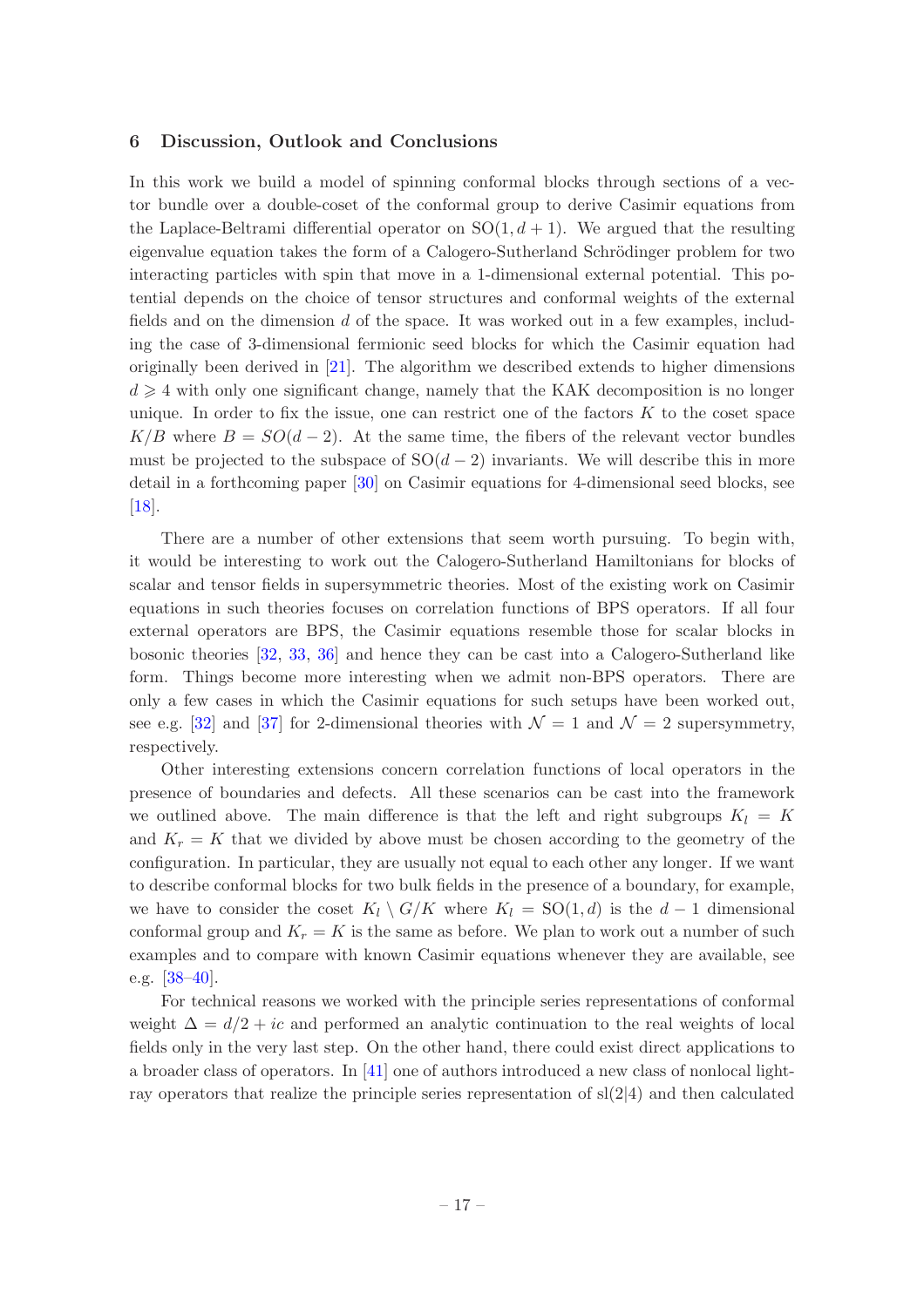## 6 Discussion, Outlook and Conclusions

In this work we build a model of spinning conformal blocks through sections of a vector bundle over a double-coset of the conformal group to derive Casimir equations from the Laplace-Beltrami differential operator on $\mathrm{SO}(1, d+1)$. We argued that the resulting eigenvalue equation takes the form of a Calogero-Sutherland Schrödinger problem for two interacting particles with spin that move in a 1-dimensional external potential. This potential depends on the choice of tensor structures and conformal weights of the external fields and on the dimension $d$ of the space. It was worked out in a few examples, including the case of 3-dimensional fermionic seed blocks for which the Casimir equation had originally been derived in [21]. The algorithm we described extends to higher dimensions $d \geqslant 4$ with only one significant change, namely that the KAK decomposition is no longer unique. In order to fix the issue, one can restrict one of the factors $K$ to the coset space $K/B$ where $B = SO(d-2)$. At the same time, the fibers of the relevant vector bundles must be projected to the subspace of $\mathrm{SO}(d-2)$ invariants. We will describe this in more detail in a forthcoming paper [30] on Casimir equations for 4-dimensional seed blocks, see [18].

There are a number of other extensions that seem worth pursuing. To begin with, it would be interesting to work out the Calogero-Sutherland Hamiltonians for blocks of scalar and tensor fields in supersymmetric theories. Most of the existing work on Casimir equations in such theories focuses on correlation functions of BPS operators. If all four external operators are BPS, the Casimir equations resemble those for scalar blocks in bosonic theories [32, 33, 36] and hence they can be cast into a Calogero-Sutherland like form. Things become more interesting when we admit non-BPS operators. There are only a few cases in which the Casimir equations for such setups have been worked out, see e.g. [32] and [37] for 2-dimensional theories with $\mathcal{N} = 1$ and $\mathcal{N} = 2$ supersymmetry, respectively.

Other interesting extensions concern correlation functions of local operators in the presence of boundaries and defects. All these scenarios can be cast into the framework we outlined above. The main difference is that the left and right subgroups $K_l = K$ and $K_r = K$ that we divided by above must be chosen according to the geometry of the configuration. In particular, they are usually not equal to each other any longer. If we want to describe conformal blocks for two bulk fields in the presence of a boundary, for example, we have to consider the coset $K_l \setminus G/K$ where $K_l = \mathrm{SO}(1, d)$ is the $d-1$ dimensional conformal group and $K_r = K$ is the same as before. We plan to work out a number of such examples and to compare with known Casimir equations whenever they are available, see e.g. [38–40].

For technical reasons we worked with the principle series representations of conformal weight $\Delta = d/2 + ic$ and performed an analytic continuation to the real weights of local fields only in the very last step. On the other hand, there could exist direct applications to a broader class of operators. In [41] one of authors introduced a new class of nonlocal light-ray operators that realize the principle series representation of $\mathrm{sl}(2|4)$ and then calculated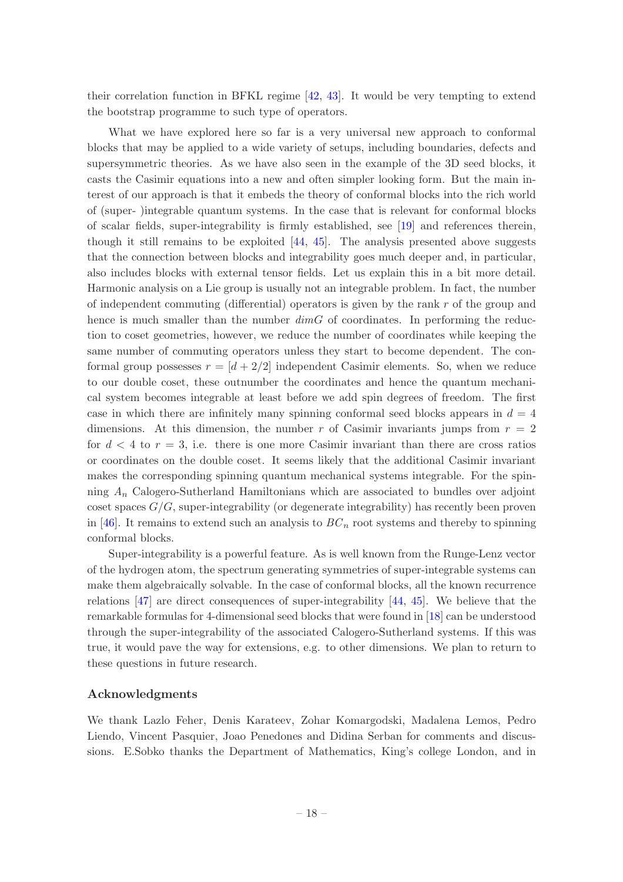their correlation function in BFKL regime [42, 43]. It would be very tempting to extend the bootstrap programme to such type of operators.

What we have explored here so far is a very universal new approach to conformal blocks that may be applied to a wide variety of setups, including boundaries, defects and supersymmetric theories. As we have also seen in the example of the 3D seed blocks, it casts the Casimir equations into a new and often simpler looking form. But the main interest of our approach is that it embeds the theory of conformal blocks into the rich world of (super- )integrable quantum systems. In the case that is relevant for conformal blocks of scalar fields, super-integrability is firmly established, see [19] and references therein, though it still remains to be exploited [44, 45]. The analysis presented above suggests that the connection between blocks and integrability goes much deeper and, in particular, also includes blocks with external tensor fields. Let us explain this in a bit more detail. Harmonic analysis on a Lie group is usually not an integrable problem. In fact, the number of independent commuting (differential) operators is given by the rank $r$ of the group and hence is much smaller than the number $dimG$ of coordinates. In performing the reduction to coset geometries, however, we reduce the number of coordinates while keeping the same number of commuting operators unless they start to become dependent. The conformal group possesses $r = [d + 2/2]$ independent Casimir elements. So, when we reduce to our double coset, these outnumber the coordinates and hence the quantum mechanical system becomes integrable at least before we add spin degrees of freedom. The first case in which there are infinitely many spinning conformal seed blocks appears in $d = 4$ dimensions. At this dimension, the number $r$ of Casimir invariants jumps from $r = 2$ for $d < 4$ to $r = 3$, i.e. there is one more Casimir invariant than there are cross ratios or coordinates on the double coset. It seems likely that the additional Casimir invariant makes the corresponding spinning quantum mechanical systems integrable. For the spinning $A_n$ Calogero-Sutherland Hamiltonians which are associated to bundles over adjoint coset spaces $G/G$, super-integrability (or degenerate integrability) has recently been proven in [46]. It remains to extend such an analysis to $BC_n$ root systems and thereby to spinning conformal blocks.

Super-integrability is a powerful feature. As is well known from the Runge-Lenz vector of the hydrogen atom, the spectrum generating symmetries of super-integrable systems can make them algebraically solvable. In the case of conformal blocks, all the known recurrence relations [47] are direct consequences of super-integrability [44, 45]. We believe that the remarkable formulas for 4-dimensional seed blocks that were found in [18] can be understood through the super-integrability of the associated Calogero-Sutherland systems. If this was true, it would pave the way for extensions, e.g. to other dimensions. We plan to return to these questions in future research.

## Acknowledgments

We thank Lazlo Feher, Denis Karateev, Zohar Komargodski, Madalena Lemos, Pedro Liendo, Vincent Pasquier, Joao Penedones and Didina Serban for comments and discussions. E.Sobko thanks the Department of Mathematics, King's college London, and in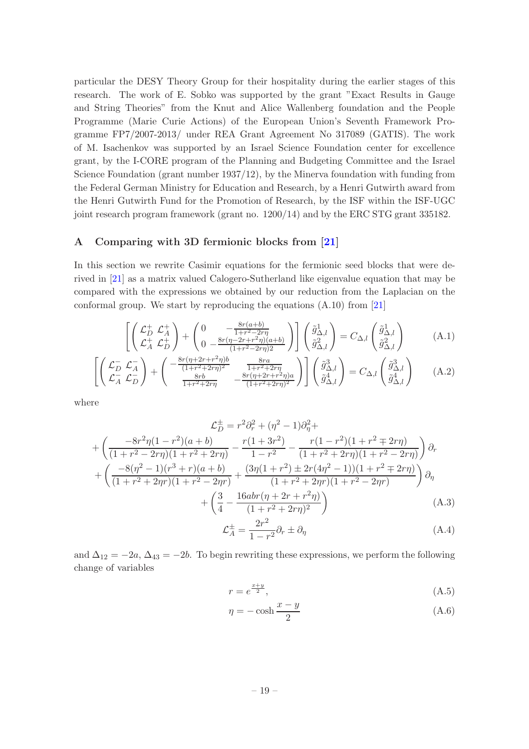particular the DESY Theory Group for their hospitality during the earlier stages of this research. The work of E. Sobko was supported by the grant "Exact Results in Gauge and String Theories" from the Knut and Alice Wallenberg foundation and the People Programme (Marie Curie Actions) of the European Union's Seventh Framework Programme FP7/2007-2013/ under REA Grant Agreement No 317089 (GATIS). The work of M. Isachenkov was supported by an Israel Science Foundation center for excellence grant, by the I-CORE program of the Planning and Budgeting Committee and the Israel Science Foundation (grant number 1937/12), by the Minerva foundation with funding from the Federal German Ministry for Education and Research, by a Henri Gutwirth award from the Henri Gutwirth Fund for the Promotion of Research, by the ISF within the ISF-UGC joint research program framework (grant no. 1200/14) and by the ERC STG grant 335182.

## A Comparing with 3D fermionic blocks from [21]

In this section we rewrite Casimir equations for the fermionic seed blocks that were derived in [21] as a matrix valued Calogero-Sutherland like eigenvalue equation that may be compared with the expressions we obtained by our reduction from the Laplacian on the conformal group. We start by reproducing the equations (A.10) from [21]

$$\left[\begin{pmatrix} \mathcal{L}_D^+ & \mathcal{L}_A^+ \\ \mathcal{L}_A^+ & \mathcal{L}_D^+ \end{pmatrix} + \begin{pmatrix} 0 & -\frac{8r(a+b)}{1+r^2-2r\eta} \\ 0 & -\frac{8r(\eta-2r+r^2\eta)(a+b)}{(1+r^2-2r\eta)2} \end{pmatrix}\right]\begin{pmatrix} \tilde{g}^1_{\Delta,l} \\ \tilde{g}^2_{\Delta,l} \end{pmatrix} = C_{\Delta,l}\begin{pmatrix} \tilde{g}^1_{\Delta,l} \\ \tilde{g}^2_{\Delta,l} \end{pmatrix} \tag{A.1}$$

$$\left[\begin{pmatrix} \mathcal{L}_D^- & \mathcal{L}_A^- \\ \mathcal{L}_A^- & \mathcal{L}_D^- \end{pmatrix} + \begin{pmatrix} -\frac{8r(\eta+2r+r^2\eta)b}{(1+r^2+2r\eta)^2} & \frac{8ra}{1+r^2+2r\eta} \\ \frac{8rb}{1+r^2+2r\eta} & -\frac{8r(\eta+2r+r^2\eta)a}{(1+r^2+2r\eta)^2} \end{pmatrix}\right]\begin{pmatrix} \tilde{g}^3_{\Delta,l} \\ \tilde{g}^4_{\Delta,l} \end{pmatrix} = C_{\Delta,l}\begin{pmatrix} \tilde{g}^3_{\Delta,l} \\ \tilde{g}^4_{\Delta,l} \end{pmatrix} \tag{A.2}$$

where

$$\begin{aligned}\mathcal{L}_D^\pm &= r^2\partial_r^2 + (\eta^2-1)\partial_\eta^2 + \\ &+ \left(\frac{-8r^2\eta(1-r^2)(a+b)}{(1+r^2-2r\eta)(1+r^2+2r\eta)} - \frac{r(1+3r^2)}{1-r^2} - \frac{r(1-r^2)(1+r^2\mp 2r\eta)}{(1+r^2+2r\eta)(1+r^2-2r\eta)}\right)\partial_r \\ &+ \left(\frac{-8(\eta^2-1)(r^3+r)(a+b)}{(1+r^2+2\eta r)(1+r^2-2\eta r)} + \frac{(3\eta(1+r^2)\pm 2r(4\eta^2-1))(1+r^2\mp 2r\eta)}{(1+r^2+2\eta r)(1+r^2-2\eta r)}\right)\partial_\eta \\ &+ \left(\frac{3}{4} - \frac{16abr(\eta+2r+r^2\eta)}{(1+r^2+2r\eta)^2}\right)\end{aligned} \tag{A.3}$$

$$\mathcal{L}_A^\pm = \frac{2r^2}{1-r^2}\partial_r \pm \partial_\eta \tag{A.4}$$

and $\Delta_{12} = -2a$, $\Delta_{43} = -2b$. To begin rewriting these expressions, we perform the following change of variables

$$r = e^{\frac{x+y}{2}}, \tag{A.5}$$

$$\eta = -\cosh\frac{x-y}{2} \tag{A.6}$$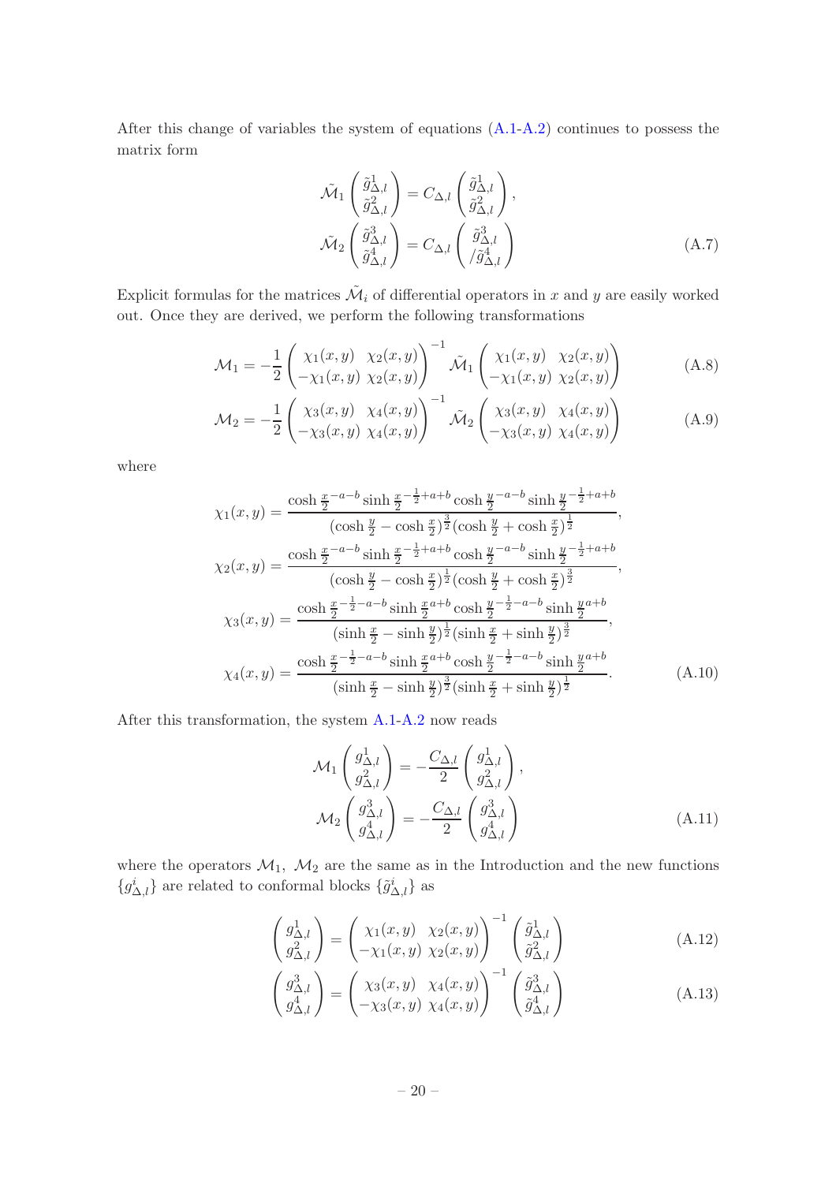After this change of variables the system of equations (A.1-A.2) continues to possess the matrix form

$$
\begin{aligned}
\tilde{\mathcal{M}}_1 \begin{pmatrix} \tilde{g}^1_{\Delta,l} \\ \tilde{g}^2_{\Delta,l} \end{pmatrix} &= C_{\Delta,l} \begin{pmatrix} \tilde{g}^1_{\Delta,l} \\ \tilde{g}^2_{\Delta,l} \end{pmatrix}, \\
\tilde{\mathcal{M}}_2 \begin{pmatrix} \tilde{g}^3_{\Delta,l} \\ \tilde{g}^4_{\Delta,l} \end{pmatrix} &= C_{\Delta,l} \begin{pmatrix} \tilde{g}^3_{\Delta,l} \\ /\tilde{g}^4_{\Delta,l} \end{pmatrix}
\end{aligned}
\tag{A.7}
$$

Explicit formulas for the matrices $\tilde{\mathcal{M}}_i$ of differential operators in $x$ and $y$ are easily worked out. Once they are derived, we perform the following transformations

$$
\mathcal{M}_1 = -\frac{1}{2} \begin{pmatrix} \chi_1(x,y) & \chi_2(x,y) \\ -\chi_1(x,y) & \chi_2(x,y) \end{pmatrix}^{-1} \tilde{\mathcal{M}}_1 \begin{pmatrix} \chi_1(x,y) & \chi_2(x,y) \\ -\chi_1(x,y) & \chi_2(x,y) \end{pmatrix} \tag{A.8}
$$

$$
\mathcal{M}_2 = -\frac{1}{2} \begin{pmatrix} \chi_3(x,y) & \chi_4(x,y) \\ -\chi_3(x,y) & \chi_4(x,y) \end{pmatrix}^{-1} \tilde{\mathcal{M}}_2 \begin{pmatrix} \chi_3(x,y) & \chi_4(x,y) \\ -\chi_3(x,y) & \chi_4(x,y) \end{pmatrix} \tag{A.9}
$$

where

$$
\begin{aligned}
\chi_1(x,y) &= \frac{\cosh\frac{x}{2}^{-a-b} \sinh\frac{x}{2}^{-\frac{1}{2}+a+b} \cosh\frac{y}{2}^{-a-b} \sinh\frac{y}{2}^{-\frac{1}{2}+a+b}}{(\cosh\frac{y}{2} - \cosh\frac{x}{2})^{\frac{3}{2}} (\cosh\frac{y}{2} + \cosh\frac{x}{2})^{\frac{1}{2}}}, \\
\chi_2(x,y) &= \frac{\cosh\frac{x}{2}^{-a-b} \sinh\frac{x}{2}^{-\frac{1}{2}+a+b} \cosh\frac{y}{2}^{-a-b} \sinh\frac{y}{2}^{-\frac{1}{2}+a+b}}{(\cosh\frac{y}{2} - \cosh\frac{x}{2})^{\frac{1}{2}} (\cosh\frac{y}{2} + \cosh\frac{x}{2})^{\frac{3}{2}}}, \\
\chi_3(x,y) &= \frac{\cosh\frac{x}{2}^{-\frac{1}{2}-a-b} \sinh\frac{x}{2}^{a+b} \cosh\frac{y}{2}^{-\frac{1}{2}-a-b} \sinh\frac{y}{2}^{a+b}}{(\sinh\frac{x}{2} - \sinh\frac{y}{2})^{\frac{1}{2}} (\sinh\frac{x}{2} + \sinh\frac{y}{2})^{\frac{3}{2}}}, \\
\chi_4(x,y) &= \frac{\cosh\frac{x}{2}^{-\frac{1}{2}-a-b} \sinh\frac{x}{2}^{a+b} \cosh\frac{y}{2}^{-\frac{1}{2}-a-b} \sinh\frac{y}{2}^{a+b}}{(\sinh\frac{x}{2} - \sinh\frac{y}{2})^{\frac{3}{2}} (\sinh\frac{x}{2} + \sinh\frac{y}{2})^{\frac{1}{2}}}.
\end{aligned}
\tag{A.10}
$$

After this transformation, the system A.1-A.2 now reads

$$
\begin{aligned}
\mathcal{M}_1 \begin{pmatrix} g^1_{\Delta,l} \\ g^2_{\Delta,l} \end{pmatrix} &= -\frac{C_{\Delta,l}}{2} \begin{pmatrix} g^1_{\Delta,l} \\ g^2_{\Delta,l} \end{pmatrix}, \\
\mathcal{M}_2 \begin{pmatrix} g^3_{\Delta,l} \\ g^4_{\Delta,l} \end{pmatrix} &= -\frac{C_{\Delta,l}}{2} \begin{pmatrix} g^3_{\Delta,l} \\ g^4_{\Delta,l} \end{pmatrix}
\end{aligned}
\tag{A.11}
$$

where the operators $\mathcal{M}_1$, $\mathcal{M}_2$ are the same as in the Introduction and the new functions $\{g^i_{\Delta,l}\}$ are related to conformal blocks $\{\tilde{g}^i_{\Delta,l}\}$ as

$$
\begin{pmatrix} g^1_{\Delta,l} \\ g^2_{\Delta,l} \end{pmatrix} = \begin{pmatrix} \chi_1(x,y) & \chi_2(x,y) \\ -\chi_1(x,y) & \chi_2(x,y) \end{pmatrix}^{-1} \begin{pmatrix} \tilde{g}^1_{\Delta,l} \\ \tilde{g}^2_{\Delta,l} \end{pmatrix} \tag{A.12}
$$

$$
\begin{pmatrix} g^3_{\Delta,l} \\ g^4_{\Delta,l} \end{pmatrix} = \begin{pmatrix} \chi_3(x,y) & \chi_4(x,y) \\ -\chi_3(x,y) & \chi_4(x,y) \end{pmatrix}^{-1} \begin{pmatrix} \tilde{g}^3_{\Delta,l} \\ \tilde{g}^4_{\Delta,l} \end{pmatrix} \tag{A.13}
$$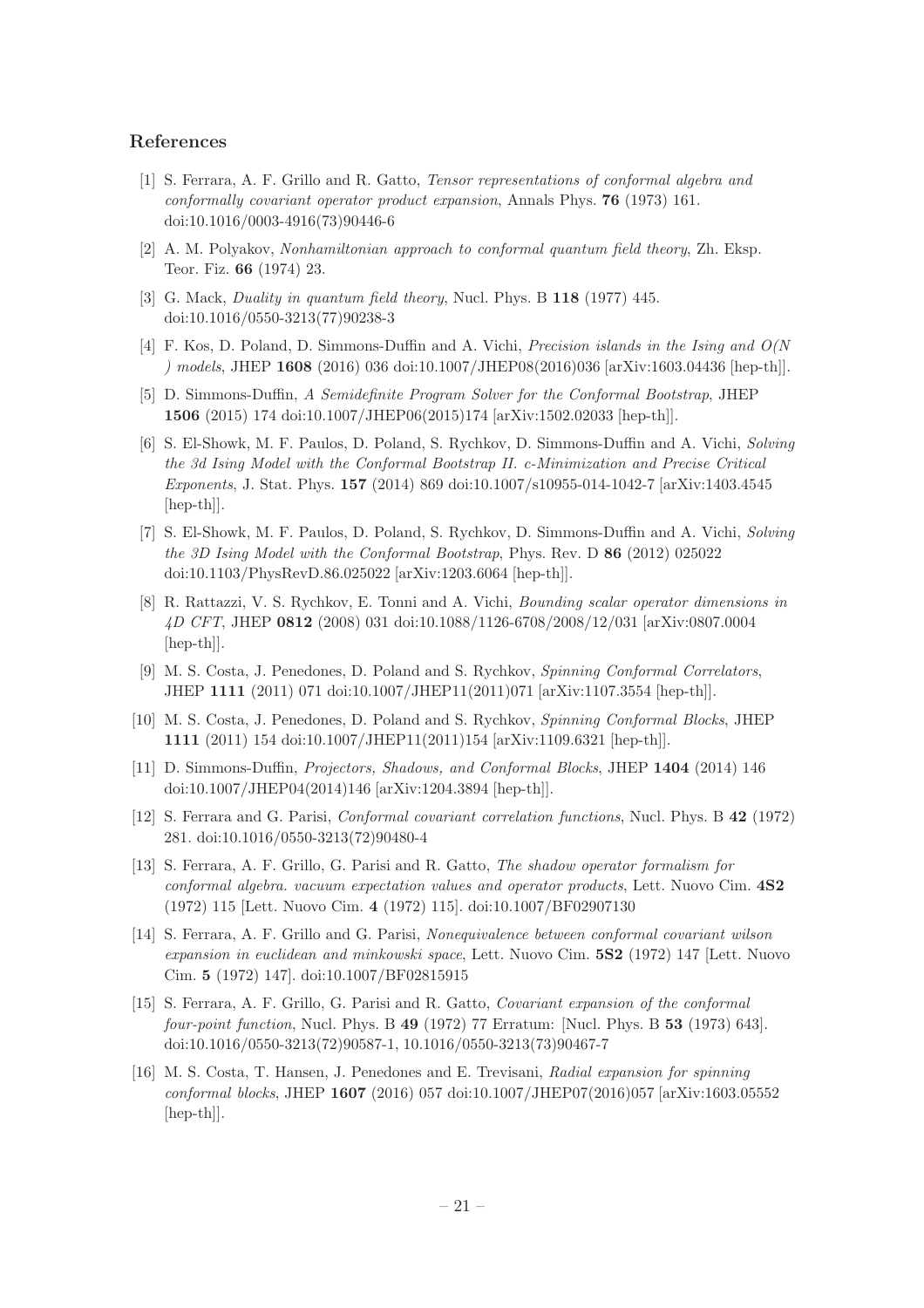## References

[1] S. Ferrara, A. F. Grillo and R. Gatto, *Tensor representations of conformal algebra and conformally covariant operator product expansion*, Annals Phys. **76** (1973) 161. doi:10.1016/0003-4916(73)90446-6

[2] A. M. Polyakov, *Nonhamiltonian approach to conformal quantum field theory*, Zh. Eksp. Teor. Fiz. **66** (1974) 23.

[3] G. Mack, *Duality in quantum field theory*, Nucl. Phys. B **118** (1977) 445. doi:10.1016/0550-3213(77)90238-3

[4] F. Kos, D. Poland, D. Simmons-Duffin and A. Vichi, *Precision islands in the Ising and O(N ) models*, JHEP **1608** (2016) 036 doi:10.1007/JHEP08(2016)036 [arXiv:1603.04436 [hep-th]].

[5] D. Simmons-Duffin, *A Semidefinite Program Solver for the Conformal Bootstrap*, JHEP **1506** (2015) 174 doi:10.1007/JHEP06(2015)174 [arXiv:1502.02033 [hep-th]].

[6] S. El-Showk, M. F. Paulos, D. Poland, S. Rychkov, D. Simmons-Duffin and A. Vichi, *Solving the 3d Ising Model with the Conformal Bootstrap II. c-Minimization and Precise Critical Exponents*, J. Stat. Phys. **157** (2014) 869 doi:10.1007/s10955-014-1042-7 [arXiv:1403.4545 [hep-th]].

[7] S. El-Showk, M. F. Paulos, D. Poland, S. Rychkov, D. Simmons-Duffin and A. Vichi, *Solving the 3D Ising Model with the Conformal Bootstrap*, Phys. Rev. D **86** (2012) 025022 doi:10.1103/PhysRevD.86.025022 [arXiv:1203.6064 [hep-th]].

[8] R. Rattazzi, V. S. Rychkov, E. Tonni and A. Vichi, *Bounding scalar operator dimensions in 4D CFT*, JHEP **0812** (2008) 031 doi:10.1088/1126-6708/2008/12/031 [arXiv:0807.0004 [hep-th]].

[9] M. S. Costa, J. Penedones, D. Poland and S. Rychkov, *Spinning Conformal Correlators*, JHEP **1111** (2011) 071 doi:10.1007/JHEP11(2011)071 [arXiv:1107.3554 [hep-th]].

[10] M. S. Costa, J. Penedones, D. Poland and S. Rychkov, *Spinning Conformal Blocks*, JHEP **1111** (2011) 154 doi:10.1007/JHEP11(2011)154 [arXiv:1109.6321 [hep-th]].

[11] D. Simmons-Duffin, *Projectors, Shadows, and Conformal Blocks*, JHEP **1404** (2014) 146 doi:10.1007/JHEP04(2014)146 [arXiv:1204.3894 [hep-th]].

[12] S. Ferrara and G. Parisi, *Conformal covariant correlation functions*, Nucl. Phys. B **42** (1972) 281. doi:10.1016/0550-3213(72)90480-4

[13] S. Ferrara, A. F. Grillo, G. Parisi and R. Gatto, *The shadow operator formalism for conformal algebra. vacuum expectation values and operator products*, Lett. Nuovo Cim. **4S2** (1972) 115 [Lett. Nuovo Cim. **4** (1972) 115]. doi:10.1007/BF02907130

[14] S. Ferrara, A. F. Grillo and G. Parisi, *Nonequivalence between conformal covariant wilson expansion in euclidean and minkowski space*, Lett. Nuovo Cim. **5S2** (1972) 147 [Lett. Nuovo Cim. **5** (1972) 147]. doi:10.1007/BF02815915

[15] S. Ferrara, A. F. Grillo, G. Parisi and R. Gatto, *Covariant expansion of the conformal four-point function*, Nucl. Phys. B **49** (1972) 77 Erratum: [Nucl. Phys. B **53** (1973) 643]. doi:10.1016/0550-3213(72)90587-1, 10.1016/0550-3213(73)90467-7

[16] M. S. Costa, T. Hansen, J. Penedones and E. Trevisani, *Radial expansion for spinning conformal blocks*, JHEP **1607** (2016) 057 doi:10.1007/JHEP07(2016)057 [arXiv:1603.05552 [hep-th]].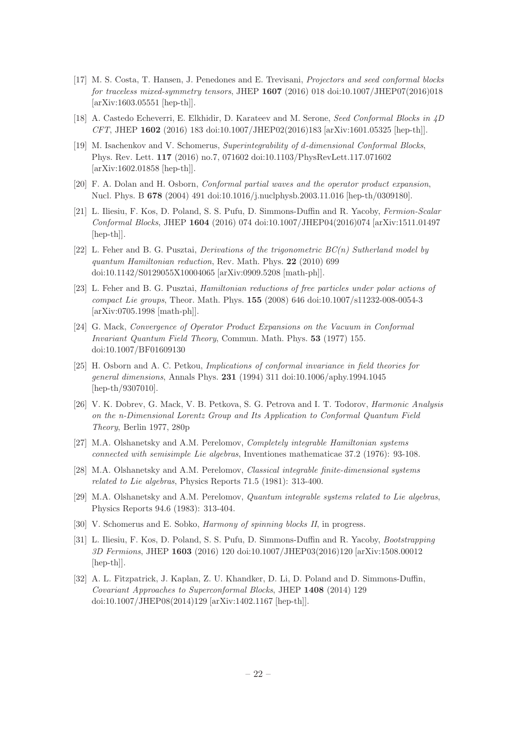[17] M. S. Costa, T. Hansen, J. Penedones and E. Trevisani, *Projectors and seed conformal blocks for traceless mixed-symmetry tensors*, JHEP **1607** (2016) 018 doi:10.1007/JHEP07(2016)018 [arXiv:1603.05551 [hep-th]].

[18] A. Castedo Echeverri, E. Elkhidir, D. Karateev and M. Serone, *Seed Conformal Blocks in 4D CFT*, JHEP **1602** (2016) 183 doi:10.1007/JHEP02(2016)183 [arXiv:1601.05325 [hep-th]].

[19] M. Isachenkov and V. Schomerus, *Superintegrability of d-dimensional Conformal Blocks*, Phys. Rev. Lett. **117** (2016) no.7, 071602 doi:10.1103/PhysRevLett.117.071602 [arXiv:1602.01858 [hep-th]].

[20] F. A. Dolan and H. Osborn, *Conformal partial waves and the operator product expansion*, Nucl. Phys. B **678** (2004) 491 doi:10.1016/j.nuclphysb.2003.11.016 [hep-th/0309180].

[21] L. Iliesiu, F. Kos, D. Poland, S. S. Pufu, D. Simmons-Duffin and R. Yacoby, *Fermion-Scalar Conformal Blocks*, JHEP **1604** (2016) 074 doi:10.1007/JHEP04(2016)074 [arXiv:1511.01497 [hep-th]].

[22] L. Feher and B. G. Pusztai, *Derivations of the trigonometric BC(n) Sutherland model by quantum Hamiltonian reduction*, Rev. Math. Phys. **22** (2010) 699 doi:10.1142/S0129055X10004065 [arXiv:0909.5208 [math-ph]].

[23] L. Feher and B. G. Pusztai, *Hamiltonian reductions of free particles under polar actions of compact Lie groups*, Theor. Math. Phys. **155** (2008) 646 doi:10.1007/s11232-008-0054-3 [arXiv:0705.1998 [math-ph]].

[24] G. Mack, *Convergence of Operator Product Expansions on the Vacuum in Conformal Invariant Quantum Field Theory*, Commun. Math. Phys. **53** (1977) 155. doi:10.1007/BF01609130

[25] H. Osborn and A. C. Petkou, *Implications of conformal invariance in field theories for general dimensions*, Annals Phys. **231** (1994) 311 doi:10.1006/aphy.1994.1045 [hep-th/9307010].

[26] V. K. Dobrev, G. Mack, V. B. Petkova, S. G. Petrova and I. T. Todorov, *Harmonic Analysis on the n-Dimensional Lorentz Group and Its Application to Conformal Quantum Field Theory*, Berlin 1977, 280p

[27] M.A. Olshanetsky and A.M. Perelomov, *Completely integrable Hamiltonian systems connected with semisimple Lie algebras*, Inventiones mathematicae 37.2 (1976): 93-108.

[28] M.A. Olshanetsky and A.M. Perelomov, *Classical integrable finite-dimensional systems related to Lie algebras*, Physics Reports 71.5 (1981): 313-400.

[29] M.A. Olshanetsky and A.M. Perelomov, *Quantum integrable systems related to Lie algebras*, Physics Reports 94.6 (1983): 313-404.

[30] V. Schomerus and E. Sobko, *Harmony of spinning blocks II*, in progress.

[31] L. Iliesiu, F. Kos, D. Poland, S. S. Pufu, D. Simmons-Duffin and R. Yacoby, *Bootstrapping 3D Fermions*, JHEP **1603** (2016) 120 doi:10.1007/JHEP03(2016)120 [arXiv:1508.00012 [hep-th]].

[32] A. L. Fitzpatrick, J. Kaplan, Z. U. Khandker, D. Li, D. Poland and D. Simmons-Duffin, *Covariant Approaches to Superconformal Blocks*, JHEP **1408** (2014) 129 doi:10.1007/JHEP08(2014)129 [arXiv:1402.1167 [hep-th]].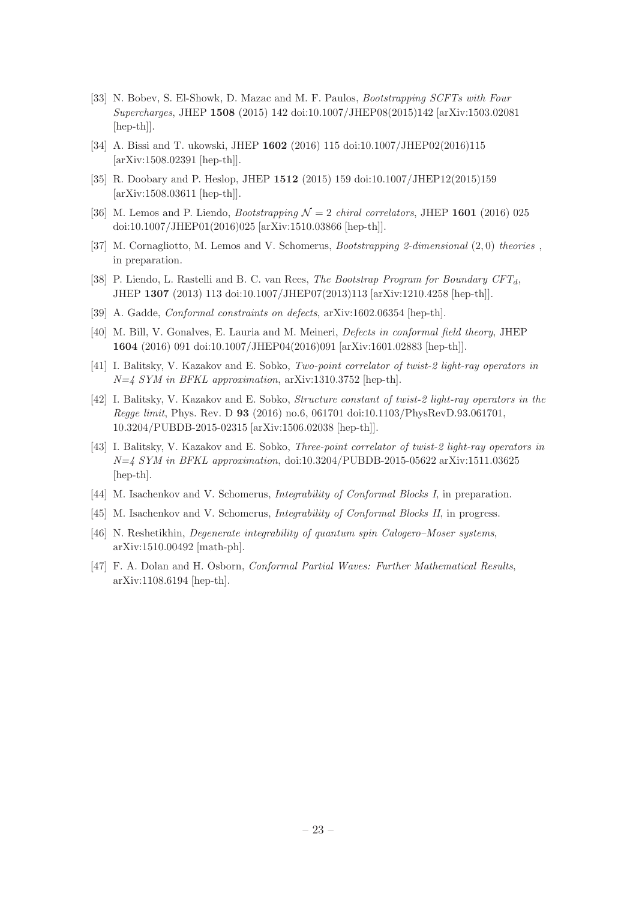[33] N. Bobev, S. El-Showk, D. Mazac and M. F. Paulos, *Bootstrapping SCFTs with Four Supercharges*, JHEP **1508** (2015) 142 doi:10.1007/JHEP08(2015)142 [arXiv:1503.02081 [hep-th]].

[34] A. Bissi and T. ukowski, JHEP **1602** (2016) 115 doi:10.1007/JHEP02(2016)115 [arXiv:1508.02391 [hep-th]].

[35] R. Doobary and P. Heslop, JHEP **1512** (2015) 159 doi:10.1007/JHEP12(2015)159 [arXiv:1508.03611 [hep-th]].

[36] M. Lemos and P. Liendo, *Bootstrapping $\mathcal{N}=2$ chiral correlators*, JHEP **1601** (2016) 025 doi:10.1007/JHEP01(2016)025 [arXiv:1510.03866 [hep-th]].

[37] M. Cornagliotto, M. Lemos and V. Schomerus, *Bootstrapping 2-dimensional $(2,0)$ theories* , in preparation.

[38] P. Liendo, L. Rastelli and B. C. van Rees, *The Bootstrap Program for Boundary $CFT_d$*, JHEP **1307** (2013) 113 doi:10.1007/JHEP07(2013)113 [arXiv:1210.4258 [hep-th]].

[39] A. Gadde, *Conformal constraints on defects*, arXiv:1602.06354 [hep-th].

[40] M. Bill, V. Gonalves, E. Lauria and M. Meineri, *Defects in conformal field theory*, JHEP **1604** (2016) 091 doi:10.1007/JHEP04(2016)091 [arXiv:1601.02883 [hep-th]].

[41] I. Balitsky, V. Kazakov and E. Sobko, *Two-point correlator of twist-2 light-ray operators in N=4 SYM in BFKL approximation*, arXiv:1310.3752 [hep-th].

[42] I. Balitsky, V. Kazakov and E. Sobko, *Structure constant of twist-2 light-ray operators in the Regge limit*, Phys. Rev. D **93** (2016) no.6, 061701 doi:10.1103/PhysRevD.93.061701, 10.3204/PUBDB-2015-02315 [arXiv:1506.02038 [hep-th]].

[43] I. Balitsky, V. Kazakov and E. Sobko, *Three-point correlator of twist-2 light-ray operators in N=4 SYM in BFKL approximation*, doi:10.3204/PUBDB-2015-05622 arXiv:1511.03625 [hep-th].

[44] M. Isachenkov and V. Schomerus, *Integrability of Conformal Blocks I*, in preparation.

[45] M. Isachenkov and V. Schomerus, *Integrability of Conformal Blocks II*, in progress.

[46] N. Reshetikhin, *Degenerate integrability of quantum spin Calogero–Moser systems*, arXiv:1510.00492 [math-ph].

[47] F. A. Dolan and H. Osborn, *Conformal Partial Waves: Further Mathematical Results*, arXiv:1108.6194 [hep-th].